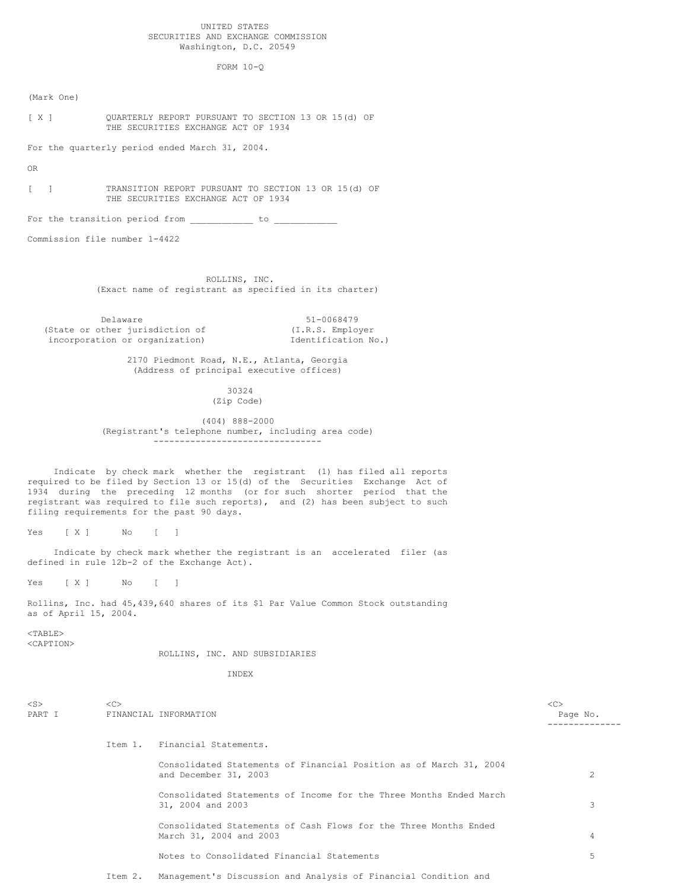UNITED STATES
SECURITIES AND EXCHANGE COMMISSION
Washington, D.C. 20549

FORM 10-Q

(Mark One)

[ X ] QUARTERLY REPORT PURSUANT TO SECTION 13 OR 15(d) OF THE SECURITIES EXCHANGE ACT OF 1934

For the quarterly period ended March 31, 2004.

OR

[ ] TRANSITION REPORT PURSUANT TO SECTION 13 OR 15(d) OF THE SECURITIES EXCHANGE ACT OF 1934

For the transition period from ___________ to ___________

Commission file number 1-4422

ROLLINS, INC.
(Exact name of registrant as specified in its charter)

| Delaware | 51-0068479 |
|---|---|
| (State or other jurisdiction of incorporation or organization) | (I.R.S. Employer Identification No.) |

2170 Piedmont Road, N.E., Atlanta, Georgia
(Address of principal executive offices)

30324
(Zip Code)

(404) 888-2000
(Registrant's telephone number, including area code)

---

Indicate by check mark whether the registrant (1) has filed all reports required to be filed by Section 13 or 15(d) of the Securities Exchange Act of 1934 during the preceding 12 months (or for such shorter period that the registrant was required to file such reports), and (2) has been subject to such filing requirements for the past 90 days.

Yes [ X ] No [ ]

Indicate by check mark whether the registrant is an accelerated filer (as defined in rule 12b-2 of the Exchange Act).

Yes [ X ] No [ ]

Rollins, Inc. had 45,439,640 shares of its $1 Par Value Common Stock outstanding as of April 15, 2004.

ROLLINS, INC. AND SUBSIDIARIES

INDEX

| | | | Page No. |
|---|---|---|---|
| PART I | FINANCIAL INFORMATION | | |
| | Item 1. | Financial Statements. | |
| | | Consolidated Statements of Financial Position as of March 31, 2004 and December 31, 2003 | 2 |
| | | Consolidated Statements of Income for the Three Months Ended March 31, 2004 and 2003 | 3 |
| | | Consolidated Statements of Cash Flows for the Three Months Ended March 31, 2004 and 2003 | 4 |
| | | Notes to Consolidated Financial Statements | 5 |
| | Item 2. | Management's Discussion and Analysis of Financial Condition and | |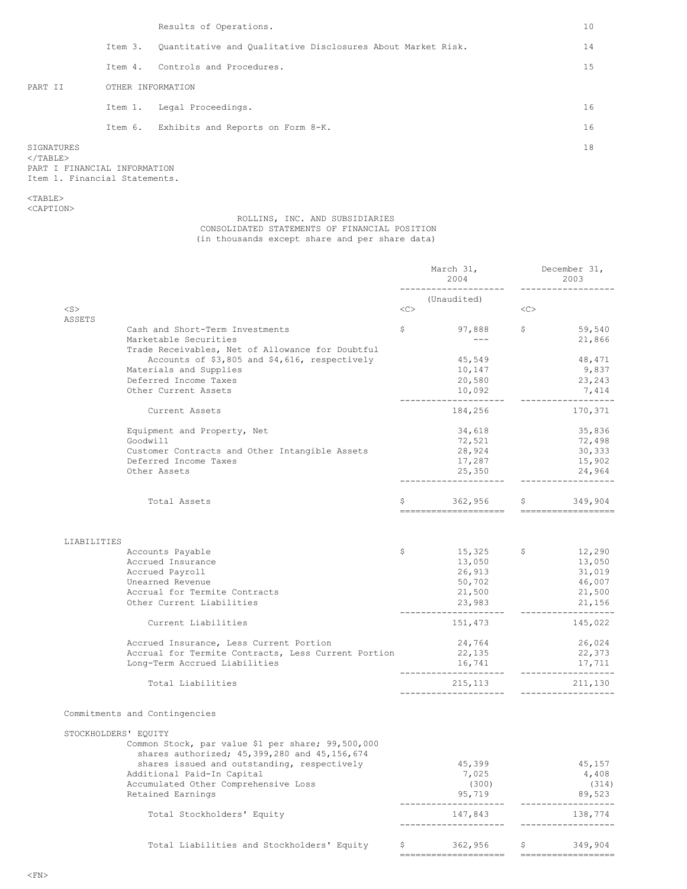| | | | |
|---|---|---|---|
| | | Results of Operations. | 10 |
| | Item 3. | Quantitative and Qualitative Disclosures About Market Risk. | 14 |
| | Item 4. | Controls and Procedures. | 15 |
| PART II | OTHER INFORMATION | | |
| | Item 1. | Legal Proceedings. | 16 |
| | Item 6. | Exhibits and Reports on Form 8-K. | 16 |
| SIGNATURES | | | 18 |

PART I FINANCIAL INFORMATION

Item 1. Financial Statements.

## ROLLINS, INC. AND SUBSIDIARIES
## CONSOLIDATED STATEMENTS OF FINANCIAL POSITION
(in thousands except share and per share data)

| | March 31, 2004 (Unaudited) | December 31, 2003 |
|---|---|---|
| **ASSETS** | | |
| Cash and Short-Term Investments | $ 97,888 | $ 59,540 |
| Marketable Securities | --- | 21,866 |
| Trade Receivables, Net of Allowance for Doubtful Accounts of $3,805 and $4,616, respectively | 45,549 | 48,471 |
| Materials and Supplies | 10,147 | 9,837 |
| Deferred Income Taxes | 20,580 | 23,243 |
| Other Current Assets | 10,092 | 7,414 |
| Current Assets | 184,256 | 170,371 |
| Equipment and Property, Net | 34,618 | 35,836 |
| Goodwill | 72,521 | 72,498 |
| Customer Contracts and Other Intangible Assets | 28,924 | 30,333 |
| Deferred Income Taxes | 17,287 | 15,902 |
| Other Assets | 25,350 | 24,964 |
| Total Assets | $ 362,956 | $ 349,904 |
| **LIABILITIES** | | |
| Accounts Payable | $ 15,325 | $ 12,290 |
| Accrued Insurance | 13,050 | 13,050 |
| Accrued Payroll | 26,913 | 31,019 |
| Unearned Revenue | 50,702 | 46,007 |
| Accrual for Termite Contracts | 21,500 | 21,500 |
| Other Current Liabilities | 23,983 | 21,156 |
| Current Liabilities | 151,473 | 145,022 |
| Accrued Insurance, Less Current Portion | 24,764 | 26,024 |
| Accrual for Termite Contracts, Less Current Portion | 22,135 | 22,373 |
| Long-Term Accrued Liabilities | 16,741 | 17,711 |
| Total Liabilities | 215,113 | 211,130 |
| Commitments and Contingencies | | |
| **STOCKHOLDERS' EQUITY** | | |
| Common Stock, par value $1 per share; 99,500,000 shares authorized; 45,399,280 and 45,156,674 shares issued and outstanding, respectively | 45,399 | 45,157 |
| Additional Paid-In Capital | 7,025 | 4,408 |
| Accumulated Other Comprehensive Loss | (300) | (314) |
| Retained Earnings | 95,719 | 89,523 |
| Total Stockholders' Equity | 147,843 | 138,774 |
| Total Liabilities and Stockholders' Equity | $ 362,956 | $ 349,904 |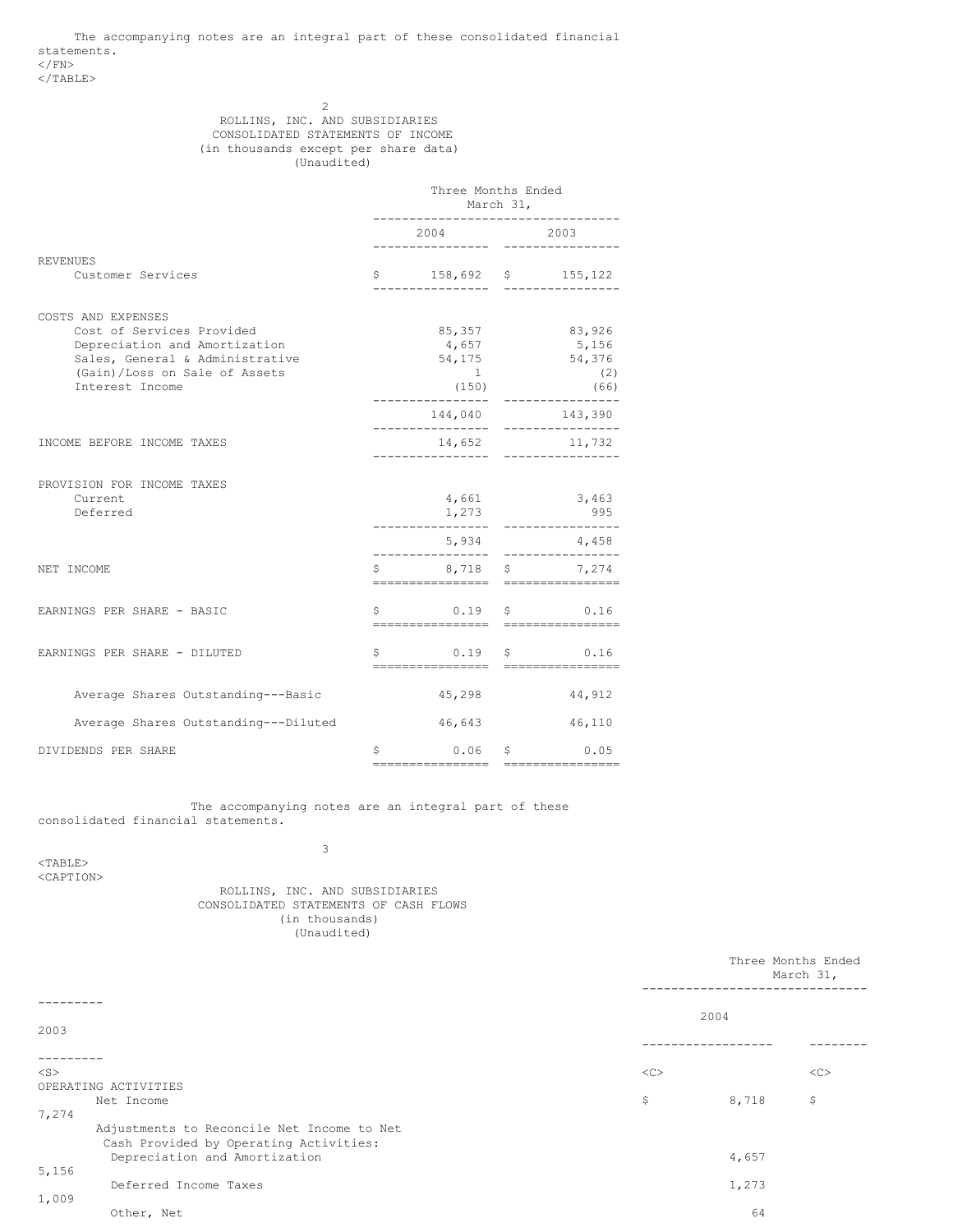The accompanying notes are an integral part of these consolidated financial statements.

## ROLLINS, INC. AND SUBSIDIARIES
## CONSOLIDATED STATEMENTS OF INCOME
(in thousands except per share data)
(Unaudited)

| | Three Months Ended March 31, | |
|---|---|---|
| | 2004 | 2003 |
| **REVENUES** | | |
| Customer Services | $ 158,692 | $ 155,122 |
| **COSTS AND EXPENSES** | | |
| Cost of Services Provided | 85,357 | 83,926 |
| Depreciation and Amortization | 4,657 | 5,156 |
| Sales, General & Administrative | 54,175 | 54,376 |
| (Gain)/Loss on Sale of Assets | 1 | (2) |
| Interest Income | (150) | (66) |
| | 144,040 | 143,390 |
| **INCOME BEFORE INCOME TAXES** | 14,652 | 11,732 |
| **PROVISION FOR INCOME TAXES** | | |
| Current | 4,661 | 3,463 |
| Deferred | 1,273 | 995 |
| | 5,934 | 4,458 |
| **NET INCOME** | $ 8,718 | $ 7,274 |
| **EARNINGS PER SHARE - BASIC** | $ 0.19 | $ 0.16 |
| **EARNINGS PER SHARE - DILUTED** | $ 0.19 | $ 0.16 |
| Average Shares Outstanding---Basic | 45,298 | 44,912 |
| Average Shares Outstanding---Diluted | 46,643 | 46,110 |
| **DIVIDENDS PER SHARE** | $ 0.06 | $ 0.05 |

The accompanying notes are an integral part of these consolidated financial statements.

## ROLLINS, INC. AND SUBSIDIARIES
## CONSOLIDATED STATEMENTS OF CASH FLOWS
(in thousands)
(Unaudited)

| | Three Months Ended March 31, | |
|---|---|---|
| | 2004 | 2003 |
| **OPERATING ACTIVITIES** | | |
| Net Income | $ 8,718 | $ 7,274 |
| Adjustments to Reconcile Net Income to Net Cash Provided by Operating Activities: | | |
| Depreciation and Amortization | 4,657 | 5,156 |
| Deferred Income Taxes | 1,273 | 1,009 |
| Other, Net | 64 | |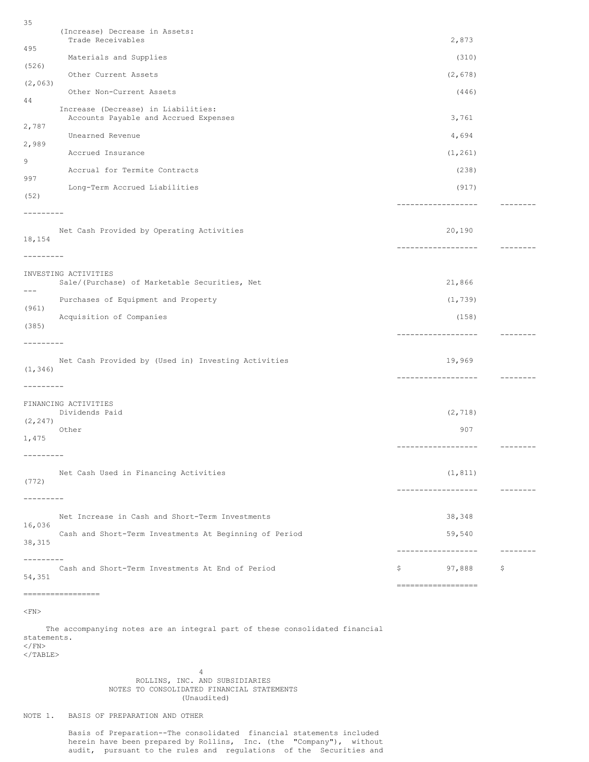| | | |
|---|---|---|
| (Increase) Decrease in Assets: | | |
| Trade Receivables | 2,873 | 495 |
| Materials and Supplies | (310) | (526) |
| Other Current Assets | (2,678) | (2,063) |
| Other Non-Current Assets | (446) | 44 |
| Increase (Decrease) in Liabilities: | | |
| Accounts Payable and Accrued Expenses | 3,761 | 2,787 |
| Unearned Revenue | 4,694 | 2,989 |
| Accrued Insurance | (1,261) | 9 |
| Accrual for Termite Contracts | (238) | 997 |
| Long-Term Accrued Liabilities | (917) | (52) |
| Net Cash Provided by Operating Activities | 20,190 | 18,154 |
| INVESTING ACTIVITIES | | |
| Sale/(Purchase) of Marketable Securities, Net | 21,866 | --- |
| Purchases of Equipment and Property | (1,739) | (961) |
| Acquisition of Companies | (158) | (385) |
| Net Cash Provided by (Used in) Investing Activities | 19,969 | (1,346) |
| FINANCING ACTIVITIES | | |
| Dividends Paid | (2,718) | (2,247) |
| Other | 907 | 1,475 |
| Net Cash Used in Financing Activities | (1,811) | (772) |
| Net Increase in Cash and Short-Term Investments | 38,348 | 16,036 |
| Cash and Short-Term Investments At Beginning of Period | 59,540 | 38,315 |
| Cash and Short-Term Investments At End of Period | $ 97,888 | $ 54,351 |

The accompanying notes are an integral part of these consolidated financial statements.

ROLLINS, INC. AND SUBSIDIARIES
NOTES TO CONSOLIDATED FINANCIAL STATEMENTS
(Unaudited)

NOTE 1. BASIS OF PREPARATION AND OTHER

Basis of Preparation--The consolidated financial statements included herein have been prepared by Rollins, Inc. (the "Company"), without audit, pursuant to the rules and regulations of the Securities and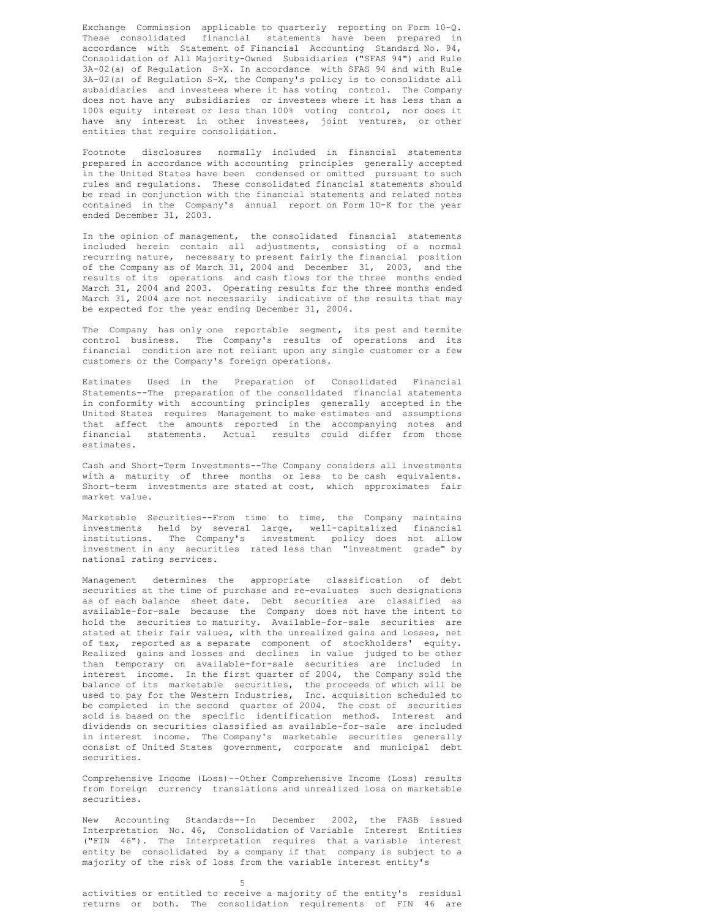Exchange Commission applicable to quarterly reporting on Form 10-Q. These consolidated financial statements have been prepared in accordance with Statement of Financial Accounting Standard No. 94, Consolidation of All Majority-Owned Subsidiaries ("SFAS 94") and Rule 3A-02(a) of Regulation S-X. In accordance with SFAS 94 and with Rule 3A-02(a) of Regulation S-X, the Company's policy is to consolidate all subsidiaries and investees where it has voting control. The Company does not have any subsidiaries or investees where it has less than a 100% equity interest or less than 100% voting control, nor does it have any interest in other investees, joint ventures, or other entities that require consolidation.

Footnote disclosures normally included in financial statements prepared in accordance with accounting principles generally accepted in the United States have been condensed or omitted pursuant to such rules and regulations. These consolidated financial statements should be read in conjunction with the financial statements and related notes contained in the Company's annual report on Form 10-K for the year ended December 31, 2003.

In the opinion of management, the consolidated financial statements included herein contain all adjustments, consisting of a normal recurring nature, necessary to present fairly the financial position of the Company as of March 31, 2004 and December 31, 2003, and the results of its operations and cash flows for the three months ended March 31, 2004 and 2003. Operating results for the three months ended March 31, 2004 are not necessarily indicative of the results that may be expected for the year ending December 31, 2004.

The Company has only one reportable segment, its pest and termite control business. The Company's results of operations and its financial condition are not reliant upon any single customer or a few customers or the Company's foreign operations.

Estimates Used in the Preparation of Consolidated Financial Statements--The preparation of the consolidated financial statements in conformity with accounting principles generally accepted in the United States requires Management to make estimates and assumptions that affect the amounts reported in the accompanying notes and financial statements. Actual results could differ from those estimates.

Cash and Short-Term Investments--The Company considers all investments with a maturity of three months or less to be cash equivalents. Short-term investments are stated at cost, which approximates fair market value.

Marketable Securities--From time to time, the Company maintains investments held by several large, well-capitalized financial institutions. The Company's investment policy does not allow investment in any securities rated less than "investment grade" by national rating services.

Management determines the appropriate classification of debt securities at the time of purchase and re-evaluates such designations as of each balance sheet date. Debt securities are classified as available-for-sale because the Company does not have the intent to hold the securities to maturity. Available-for-sale securities are stated at their fair values, with the unrealized gains and losses, net of tax, reported as a separate component of stockholders' equity. Realized gains and losses and declines in value judged to be other than temporary on available-for-sale securities are included in interest income. In the first quarter of 2004, the Company sold the balance of its marketable securities, the proceeds of which will be used to pay for the Western Industries, Inc. acquisition scheduled to be completed in the second quarter of 2004. The cost of securities sold is based on the specific identification method. Interest and dividends on securities classified as available-for-sale are included in interest income. The Company's marketable securities generally consist of United States government, corporate and municipal debt securities.

Comprehensive Income (Loss)--Other Comprehensive Income (Loss) results from foreign currency translations and unrealized loss on marketable securities.

New Accounting Standards--In December 2002, the FASB issued Interpretation No. 46, Consolidation of Variable Interest Entities ("FIN 46"). The Interpretation requires that a variable interest entity be consolidated by a company if that company is subject to a majority of the risk of loss from the variable interest entity's activities or entitled to receive a majority of the entity's residual returns or both. The consolidation requirements of FIN 46 are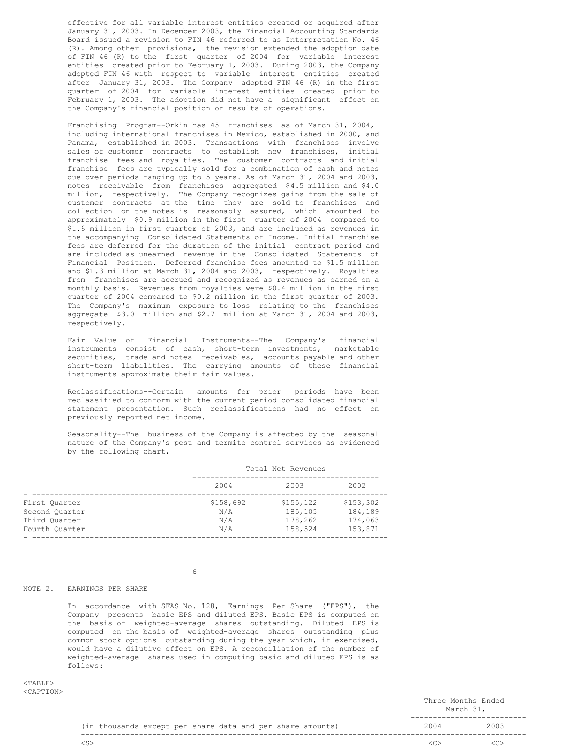effective for all variable interest entities created or acquired after January 31, 2003. In December 2003, the Financial Accounting Standards Board issued a revision to FIN 46 referred to as Interpretation No. 46 (R). Among other provisions, the revision extended the adoption date of FIN 46 (R) to the first quarter of 2004 for variable interest entities created prior to February 1, 2003. During 2003, the Company adopted FIN 46 with respect to variable interest entities created after January 31, 2003. The Company adopted FIN 46 (R) in the first quarter of 2004 for variable interest entities created prior to February 1, 2003. The adoption did not have a significant effect on the Company's financial position or results of operations.

Franchising Program--Orkin has 45 franchises as of March 31, 2004, including international franchises in Mexico, established in 2000, and Panama, established in 2003. Transactions with franchises involve sales of customer contracts to establish new franchises, initial franchise fees and royalties. The customer contracts and initial franchise fees are typically sold for a combination of cash and notes due over periods ranging up to 5 years. As of March 31, 2004 and 2003, notes receivable from franchises aggregated $4.5 million and $4.0 million, respectively. The Company recognizes gains from the sale of customer contracts at the time they are sold to franchises and collection on the notes is reasonably assured, which amounted to approximately $0.9 million in the first quarter of 2004 compared to $1.6 million in first quarter of 2003, and are included as revenues in the accompanying Consolidated Statements of Income. Initial franchise fees are deferred for the duration of the initial contract period and are included as unearned revenue in the Consolidated Statements of Financial Position. Deferred franchise fees amounted to $1.5 million and $1.3 million at March 31, 2004 and 2003, respectively. Royalties from franchises are accrued and recognized as revenues as earned on a monthly basis. Revenues from royalties were $0.4 million in the first quarter of 2004 compared to $0.2 million in the first quarter of 2003. The Company's maximum exposure to loss relating to the franchises aggregate $3.0 million and $2.7 million at March 31, 2004 and 2003, respectively.

Fair Value of Financial Instruments--The Company's financial instruments consist of cash, short-term investments, marketable securities, trade and notes receivables, accounts payable and other short-term liabilities. The carrying amounts of these financial instruments approximate their fair values.

Reclassifications--Certain amounts for prior periods have been reclassified to conform with the current period consolidated financial statement presentation. Such reclassifications had no effect on previously reported net income.

Seasonality--The business of the Company is affected by the seasonal nature of the Company's pest and termite control services as evidenced by the following chart.

| | Total Net Revenues | | |
|---|---|---|---|
| | 2004 | 2003 | 2002 |
| First Quarter | $158,692 | $155,122 | $153,302 |
| Second Quarter | N/A | 185,105 | 184,189 |
| Third Quarter | N/A | 178,262 | 174,063 |
| Fourth Quarter | N/A | 158,524 | 153,871 |

NOTE 2. EARNINGS PER SHARE

In accordance with SFAS No. 128, Earnings Per Share ("EPS"), the Company presents basic EPS and diluted EPS. Basic EPS is computed on the basis of weighted-average shares outstanding. Diluted EPS is computed on the basis of weighted-average shares outstanding plus common stock options outstanding during the year which, if exercised, would have a dilutive effect on EPS. A reconciliation of the number of weighted-average shares used in computing basic and diluted EPS is as follows:

| | Three Months Ended March 31, | |
|---|---|---|
| (in thousands except per share data and per share amounts) | 2004 | 2003 |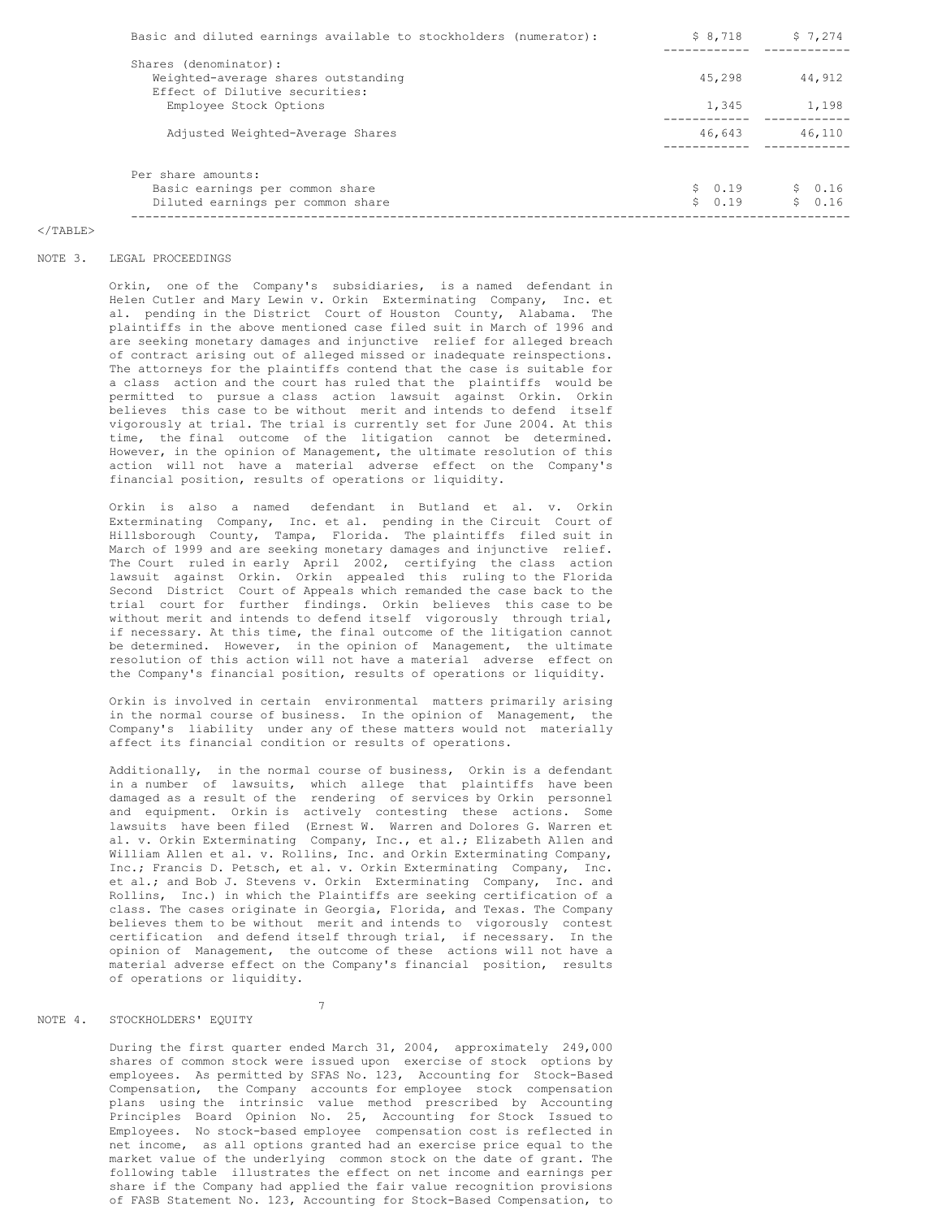| | | |
|---|---|---|
| Basic and diluted earnings available to stockholders (numerator): | $ 8,718 | $ 7,274 |
| Shares (denominator): | | |
| Weighted-average shares outstanding | 45,298 | 44,912 |
| Effect of Dilutive securities: | | |
| Employee Stock Options | 1,345 | 1,198 |
| Adjusted Weighted-Average Shares | 46,643 | 46,110 |
| Per share amounts: | | |
| Basic earnings per common share | $ 0.19 | $ 0.16 |
| Diluted earnings per common share | $ 0.19 | $ 0.16 |

## NOTE 3. LEGAL PROCEEDINGS

Orkin, one of the Company's subsidiaries, is a named defendant in Helen Cutler and Mary Lewin v. Orkin Exterminating Company, Inc. et al. pending in the District Court of Houston County, Alabama. The plaintiffs in the above mentioned case filed suit in March of 1996 and are seeking monetary damages and injunctive relief for alleged breach of contract arising out of alleged missed or inadequate reinspections. The attorneys for the plaintiffs contend that the case is suitable for a class action and the court has ruled that the plaintiffs would be permitted to pursue a class action lawsuit against Orkin. Orkin believes this case to be without merit and intends to defend itself vigorously at trial. The trial is currently set for June 2004. At this time, the final outcome of the litigation cannot be determined. However, in the opinion of Management, the ultimate resolution of this action will not have a material adverse effect on the Company's financial position, results of operations or liquidity.

Orkin is also a named defendant in Butland et al. v. Orkin Exterminating Company, Inc. et al. pending in the Circuit Court of Hillsborough County, Tampa, Florida. The plaintiffs filed suit in March of 1999 and are seeking monetary damages and injunctive relief. The Court ruled in early April 2002, certifying the class action lawsuit against Orkin. Orkin appealed this ruling to the Florida Second District Court of Appeals which remanded the case back to the trial court for further findings. Orkin believes this case to be without merit and intends to defend itself vigorously through trial, if necessary. At this time, the final outcome of the litigation cannot be determined. However, in the opinion of Management, the ultimate resolution of this action will not have a material adverse effect on the Company's financial position, results of operations or liquidity.

Orkin is involved in certain environmental matters primarily arising in the normal course of business. In the opinion of Management, the Company's liability under any of these matters would not materially affect its financial condition or results of operations.

Additionally, in the normal course of business, Orkin is a defendant in a number of lawsuits, which allege that plaintiffs have been damaged as a result of the rendering of services by Orkin personnel and equipment. Orkin is actively contesting these actions. Some lawsuits have been filed (Ernest W. Warren and Dolores G. Warren et al. v. Orkin Exterminating Company, Inc., et al.; Elizabeth Allen and William Allen et al. v. Rollins, Inc. and Orkin Exterminating Company, Inc.; Francis D. Petsch, et al. v. Orkin Exterminating Company, Inc. et al.; and Bob J. Stevens v. Orkin Exterminating Company, Inc. and Rollins, Inc.) in which the Plaintiffs are seeking certification of a class. The cases originate in Georgia, Florida, and Texas. The Company believes them to be without merit and intends to vigorously contest certification and defend itself through trial, if necessary. In the opinion of Management, the outcome of these actions will not have a material adverse effect on the Company's financial position, results of operations or liquidity.

## NOTE 4. STOCKHOLDERS' EQUITY

During the first quarter ended March 31, 2004, approximately 249,000 shares of common stock were issued upon exercise of stock options by employees. As permitted by SFAS No. 123, Accounting for Stock-Based Compensation, the Company accounts for employee stock compensation plans using the intrinsic value method prescribed by Accounting Principles Board Opinion No. 25, Accounting for Stock Issued to Employees. No stock-based employee compensation cost is reflected in net income, as all options granted had an exercise price equal to the market value of the underlying common stock on the date of grant. The following table illustrates the effect on net income and earnings per share if the Company had applied the fair value recognition provisions of FASB Statement No. 123, Accounting for Stock-Based Compensation, to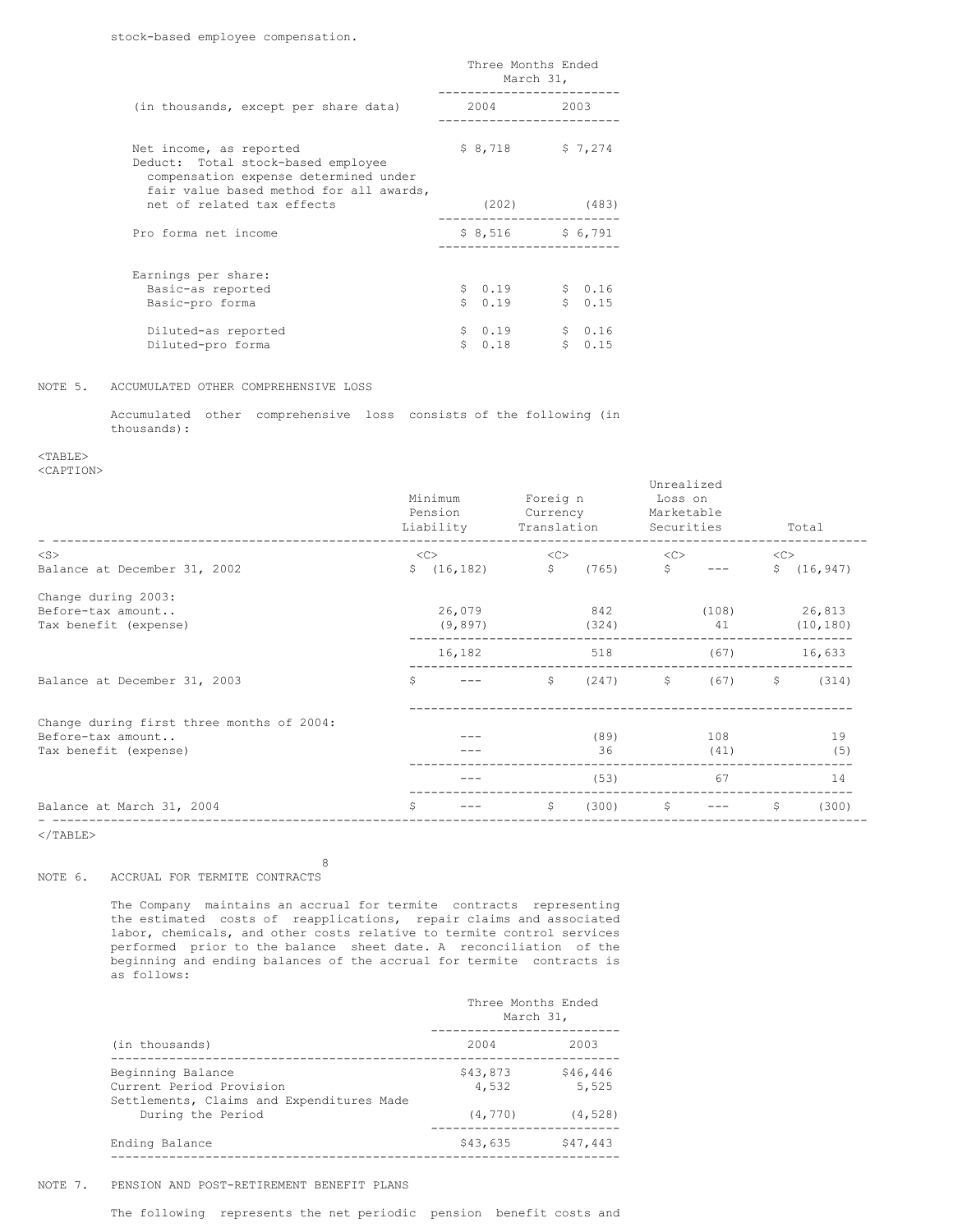stock-based employee compensation.

| (in thousands, except per share data) | Three Months Ended March 31, 2004 | 2003 |
|---|---|---|
| Net income, as reported | $ 8,718 | $ 7,274 |
| Deduct: Total stock-based employee compensation expense determined under fair value based method for all awards, net of related tax effects | (202) | (483) |
| Pro forma net income | $ 8,516 | $ 6,791 |
| Earnings per share: | | |
| Basic-as reported | $ 0.19 | $ 0.16 |
| Basic-pro forma | $ 0.19 | $ 0.15 |
| Diluted-as reported | $ 0.19 | $ 0.16 |
| Diluted-pro forma | $ 0.18 | $ 0.15 |

NOTE 5. ACCUMULATED OTHER COMPREHENSIVE LOSS

Accumulated other comprehensive loss consists of the following (in thousands):

| | Minimum Pension Liability | Foreign Currency Translation | Unrealized Loss on Marketable Securities | Total |
|---|---|---|---|---|
| Balance at December 31, 2002 | $ (16,182) | $ (765) | $ --- | $ (16,947) |
| Change during 2003: | | | | |
| Before-tax amount.. | 26,079 | 842 | (108) | 26,813 |
| Tax benefit (expense) | (9,897) | (324) | 41 | (10,180) |
| | 16,182 | 518 | (67) | 16,633 |
| Balance at December 31, 2003 | $ --- | $ (247) | $ (67) | $ (314) |
| Change during first three months of 2004: | | | | |
| Before-tax amount.. | --- | (89) | 108 | 19 |
| Tax benefit (expense) | --- | 36 | (41) | (5) |
| | --- | (53) | 67 | 14 |
| Balance at March 31, 2004 | $ --- | $ (300) | $ --- | $ (300) |

NOTE 6. ACCRUAL FOR TERMITE CONTRACTS

The Company maintains an accrual for termite contracts representing the estimated costs of reapplications, repair claims and associated labor, chemicals, and other costs relative to termite control services performed prior to the balance sheet date. A reconciliation of the beginning and ending balances of the accrual for termite contracts is as follows:

| (in thousands) | Three Months Ended March 31, 2004 | 2003 |
|---|---|---|
| Beginning Balance | $43,873 | $46,446 |
| Current Period Provision | 4,532 | 5,525 |
| Settlements, Claims and Expenditures Made During the Period | (4,770) | (4,528) |
| Ending Balance | $43,635 | $47,443 |

NOTE 7. PENSION AND POST-RETIREMENT BENEFIT PLANS

The following represents the net periodic pension benefit costs and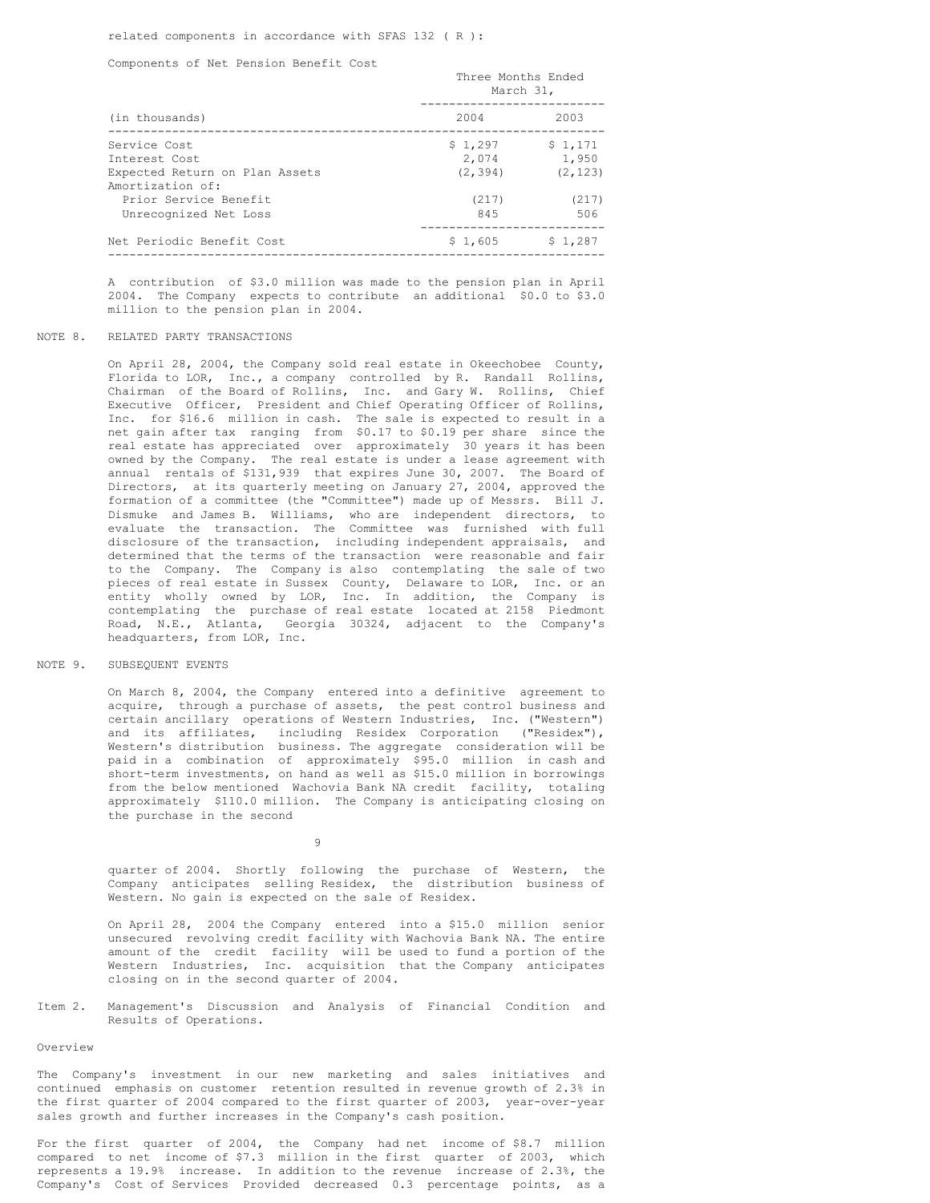related components in accordance with SFAS 132 ( R ):

Components of Net Pension Benefit Cost

| (in thousands) | Three Months Ended March 31, 2004 | 2003 |
|---|---|---|
| Service Cost | $ 1,297 | $ 1,171 |
| Interest Cost | 2,074 | 1,950 |
| Expected Return on Plan Assets | (2,394) | (2,123) |
| Amortization of: | | |
| Prior Service Benefit | (217) | (217) |
| Unrecognized Net Loss | 845 | 506 |
| Net Periodic Benefit Cost | $ 1,605 | $ 1,287 |

A contribution of $3.0 million was made to the pension plan in April 2004. The Company expects to contribute an additional $0.0 to $3.0 million to the pension plan in 2004.

NOTE 8. RELATED PARTY TRANSACTIONS

On April 28, 2004, the Company sold real estate in Okeechobee County, Florida to LOR, Inc., a company controlled by R. Randall Rollins, Chairman of the Board of Rollins, Inc. and Gary W. Rollins, Chief Executive Officer, President and Chief Operating Officer of Rollins, Inc. for $16.6 million in cash. The sale is expected to result in a net gain after tax ranging from $0.17 to $0.19 per share since the real estate has appreciated over approximately 30 years it has been owned by the Company. The real estate is under a lease agreement with annual rentals of $131,939 that expires June 30, 2007. The Board of Directors, at its quarterly meeting on January 27, 2004, approved the formation of a committee (the "Committee") made up of Messrs. Bill J. Dismuke and James B. Williams, who are independent directors, to evaluate the transaction. The Committee was furnished with full disclosure of the transaction, including independent appraisals, and determined that the terms of the transaction were reasonable and fair to the Company. The Company is also contemplating the sale of two pieces of real estate in Sussex County, Delaware to LOR, Inc. or an entity wholly owned by LOR, Inc. In addition, the Company is contemplating the purchase of real estate located at 2158 Piedmont Road, N.E., Atlanta, Georgia 30324, adjacent to the Company's headquarters, from LOR, Inc.

NOTE 9. SUBSEQUENT EVENTS

On March 8, 2004, the Company entered into a definitive agreement to acquire, through a purchase of assets, the pest control business and certain ancillary operations of Western Industries, Inc. ("Western") and its affiliates, including Residex Corporation ("Residex"), Western's distribution business. The aggregate consideration will be paid in a combination of approximately $95.0 million in cash and short-term investments, on hand as well as $15.0 million in borrowings from the below mentioned Wachovia Bank NA credit facility, totaling approximately $110.0 million. The Company is anticipating closing on the purchase in the second quarter of 2004. Shortly following the purchase of Western, the Company anticipates selling Residex, the distribution business of Western. No gain is expected on the sale of Residex.

On April 28, 2004 the Company entered into a $15.0 million senior unsecured revolving credit facility with Wachovia Bank NA. The entire amount of the credit facility will be used to fund a portion of the Western Industries, Inc. acquisition that the Company anticipates closing on in the second quarter of 2004.

## Item 2. Management's Discussion and Analysis of Financial Condition and Results of Operations.

### Overview

The Company's investment in our new marketing and sales initiatives and continued emphasis on customer retention resulted in revenue growth of 2.3% in the first quarter of 2004 compared to the first quarter of 2003, year-over-year sales growth and further increases in the Company's cash position.

For the first quarter of 2004, the Company had net income of $8.7 million compared to net income of $7.3 million in the first quarter of 2003, which represents a 19.9% increase. In addition to the revenue increase of 2.3%, the Company's Cost of Services Provided decreased 0.3 percentage points, as a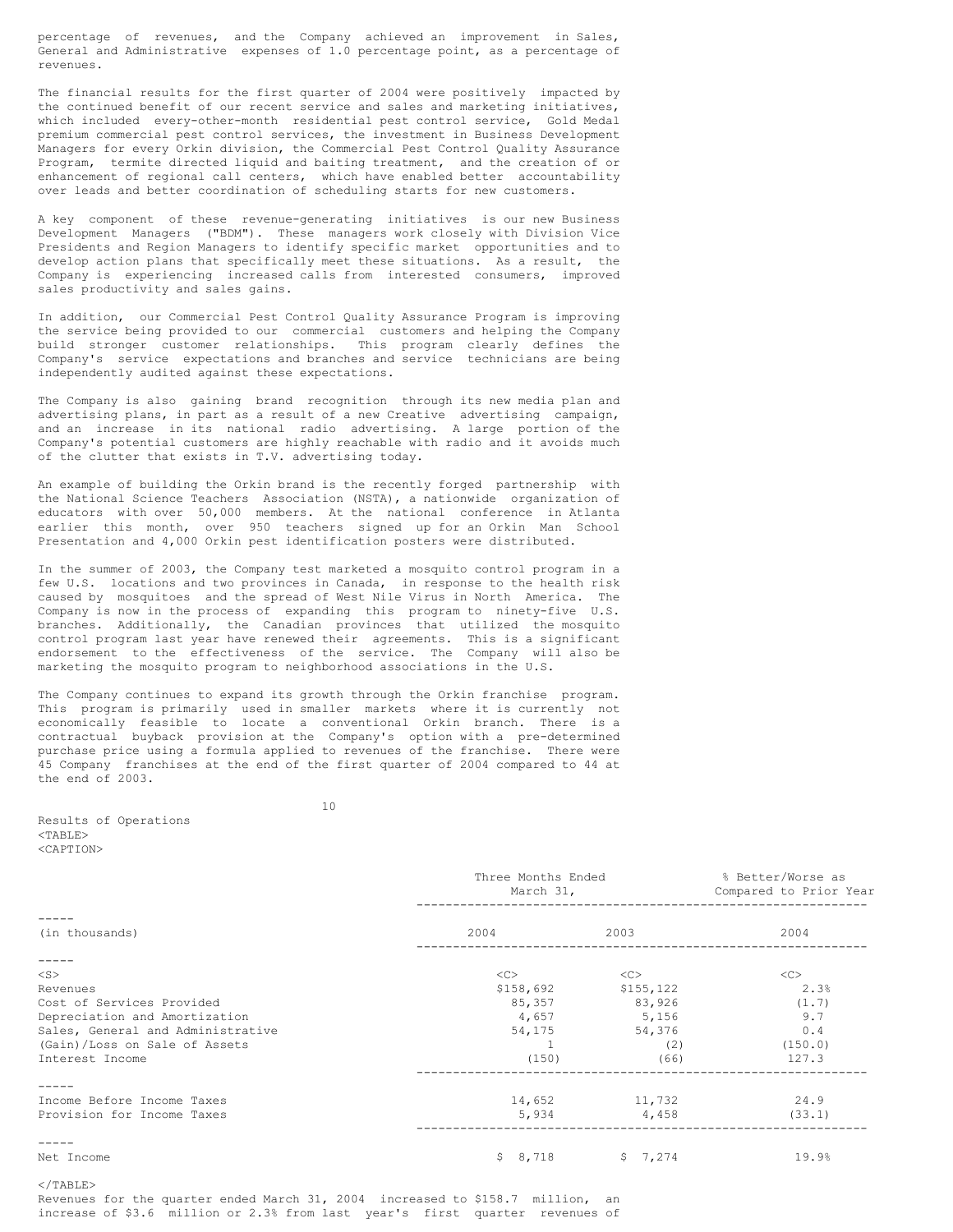percentage of revenues, and the Company achieved an improvement in Sales, General and Administrative expenses of 1.0 percentage point, as a percentage of revenues.

The financial results for the first quarter of 2004 were positively impacted by the continued benefit of our recent service and sales and marketing initiatives, which included every-other-month residential pest control service, Gold Medal premium commercial pest control services, the investment in Business Development Managers for every Orkin division, the Commercial Pest Control Quality Assurance Program, termite directed liquid and baiting treatment, and the creation of or enhancement of regional call centers, which have enabled better accountability over leads and better coordination of scheduling starts for new customers.

A key component of these revenue-generating initiatives is our new Business Development Managers ("BDM"). These managers work closely with Division Vice Presidents and Region Managers to identify specific market opportunities and to develop action plans that specifically meet these situations. As a result, the Company is experiencing increased calls from interested consumers, improved sales productivity and sales gains.

In addition, our Commercial Pest Control Quality Assurance Program is improving the service being provided to our commercial customers and helping the Company build stronger customer relationships. This program clearly defines the Company's service expectations and branches and service technicians are being independently audited against these expectations.

The Company is also gaining brand recognition through its new media plan and advertising plans, in part as a result of a new Creative advertising campaign, and an increase in its national radio advertising. A large portion of the Company's potential customers are highly reachable with radio and it avoids much of the clutter that exists in T.V. advertising today.

An example of building the Orkin brand is the recently forged partnership with the National Science Teachers Association (NSTA), a nationwide organization of educators with over 50,000 members. At the national conference in Atlanta earlier this month, over 950 teachers signed up for an Orkin Man School Presentation and 4,000 Orkin pest identification posters were distributed.

In the summer of 2003, the Company test marketed a mosquito control program in a few U.S. locations and two provinces in Canada, in response to the health risk caused by mosquitoes and the spread of West Nile Virus in North America. The Company is now in the process of expanding this program to ninety-five U.S. branches. Additionally, the Canadian provinces that utilized the mosquito control program last year have renewed their agreements. This is a significant endorsement to the effectiveness of the service. The Company will also be marketing the mosquito program to neighborhood associations in the U.S.

The Company continues to expand its growth through the Orkin franchise program. This program is primarily used in smaller markets where it is currently not economically feasible to locate a conventional Orkin branch. There is a contractual buyback provision at the Company's option with a pre-determined purchase price using a formula applied to revenues of the franchise. There were 45 Company franchises at the end of the first quarter of 2004 compared to 44 at the end of 2003.

Results of Operations

| (in thousands) | Three Months Ended March 31, 2004 | 2003 | % Better/Worse as Compared to Prior Year 2004 |
|---|---|---|---|
| Revenues | $158,692 | $155,122 | 2.3% |
| Cost of Services Provided | 85,357 | 83,926 | (1.7) |
| Depreciation and Amortization | 4,657 | 5,156 | 9.7 |
| Sales, General and Administrative | 54,175 | 54,376 | 0.4 |
| (Gain)/Loss on Sale of Assets | 1 | (2) | (150.0) |
| Interest Income | (150) | (66) | 127.3 |
| Income Before Income Taxes | 14,652 | 11,732 | 24.9 |
| Provision for Income Taxes | 5,934 | 4,458 | (33.1) |
| Net Income | $ 8,718 | $ 7,274 | 19.9% |

Revenues for the quarter ended March 31, 2004 increased to $158.7 million, an increase of $3.6 million or 2.3% from last year's first quarter revenues of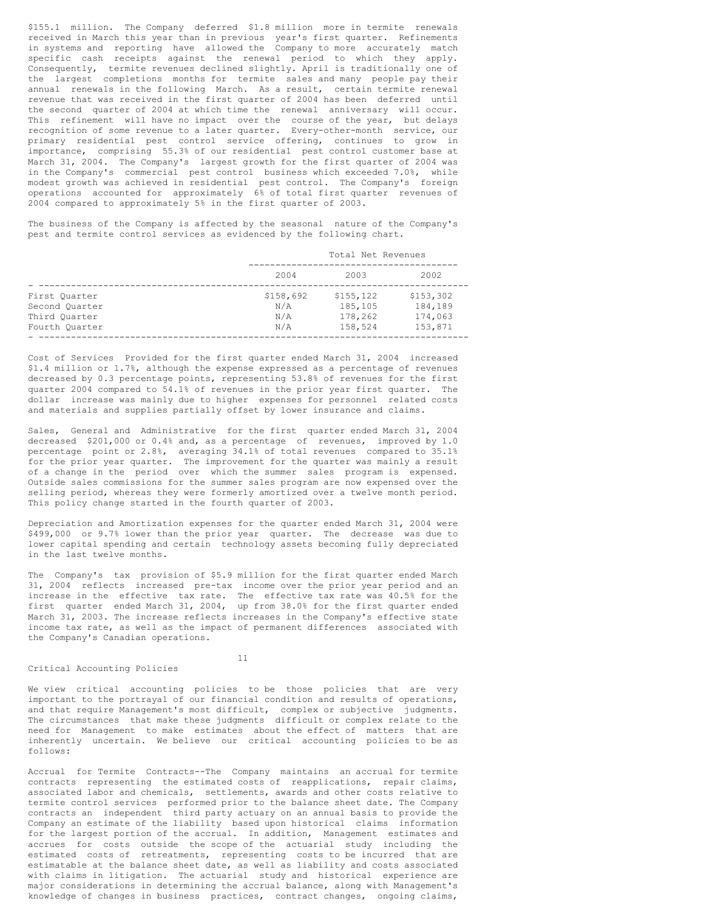$155.1 million. The Company deferred $1.8 million more in termite renewals received in March this year than in previous year's first quarter. Refinements in systems and reporting have allowed the Company to more accurately match specific cash receipts against the renewal period to which they apply. Consequently, termite revenues declined slightly. April is traditionally one of the largest completions months for termite sales and many people pay their annual renewals in the following March. As a result, certain termite renewal revenue that was received in the first quarter of 2004 has been deferred until the second quarter of 2004 at which time the renewal anniversary will occur. This refinement will have no impact over the course of the year, but delays recognition of some revenue to a later quarter. Every-other-month service, our primary residential pest control service offering, continues to grow in importance, comprising 55.3% of our residential pest control customer base at March 31, 2004. The Company's largest growth for the first quarter of 2004 was in the Company's commercial pest control business which exceeded 7.0%, while modest growth was achieved in residential pest control. The Company's foreign operations accounted for approximately 6% of total first quarter revenues of 2004 compared to approximately 5% in the first quarter of 2003.

The business of the Company is affected by the seasonal nature of the Company's pest and termite control services as evidenced by the following chart.

| | Total Net Revenues | | |
|---|---|---|---|
| | 2004 | 2003 | 2002 |
| First Quarter | $158,692 | $155,122 | $153,302 |
| Second Quarter | N/A | 185,105 | 184,189 |
| Third Quarter | N/A | 178,262 | 174,063 |
| Fourth Quarter | N/A | 158,524 | 153,871 |

Cost of Services Provided for the first quarter ended March 31, 2004 increased $1.4 million or 1.7%, although the expense expressed as a percentage of revenues decreased by 0.3 percentage points, representing 53.8% of revenues for the first quarter 2004 compared to 54.1% of revenues in the prior year first quarter. The dollar increase was mainly due to higher expenses for personnel related costs and materials and supplies partially offset by lower insurance and claims.

Sales, General and Administrative for the first quarter ended March 31, 2004 decreased $201,000 or 0.4% and, as a percentage of revenues, improved by 1.0 percentage point or 2.8%, averaging 34.1% of total revenues compared to 35.1% for the prior year quarter. The improvement for the quarter was mainly a result of a change in the period over which the summer sales program is expensed. Outside sales commissions for the summer sales program are now expensed over the selling period, whereas they were formerly amortized over a twelve month period. This policy change started in the fourth quarter of 2003.

Depreciation and Amortization expenses for the quarter ended March 31, 2004 were $499,000 or 9.7% lower than the prior year quarter. The decrease was due to lower capital spending and certain technology assets becoming fully depreciated in the last twelve months.

The Company's tax provision of $5.9 million for the first quarter ended March 31, 2004 reflects increased pre-tax income over the prior year period and an increase in the effective tax rate. The effective tax rate was 40.5% for the first quarter ended March 31, 2004, up from 38.0% for the first quarter ended March 31, 2003. The increase reflects increases in the Company's effective state income tax rate, as well as the impact of permanent differences associated with the Company's Canadian operations.

## Critical Accounting Policies

We view critical accounting policies to be those policies that are very important to the portrayal of our financial condition and results of operations, and that require Management's most difficult, complex or subjective judgments. The circumstances that make these judgments difficult or complex relate to the need for Management to make estimates about the effect of matters that are inherently uncertain. We believe our critical accounting policies to be as follows:

Accrual for Termite Contracts--The Company maintains an accrual for termite contracts representing the estimated costs of reapplications, repair claims, associated labor and chemicals, settlements, awards and other costs relative to termite control services performed prior to the balance sheet date. The Company contracts an independent third party actuary on an annual basis to provide the Company an estimate of the liability based upon historical claims information for the largest portion of the accrual. In addition, Management estimates and accrues for costs outside the scope of the actuarial study including the estimated costs of retreatments, representing costs to be incurred that are estimatable at the balance sheet date, as well as liability and costs associated with claims in litigation. The actuarial study and historical experience are major considerations in determining the accrual balance, along with Management's knowledge of changes in business practices, contract changes, ongoing claims,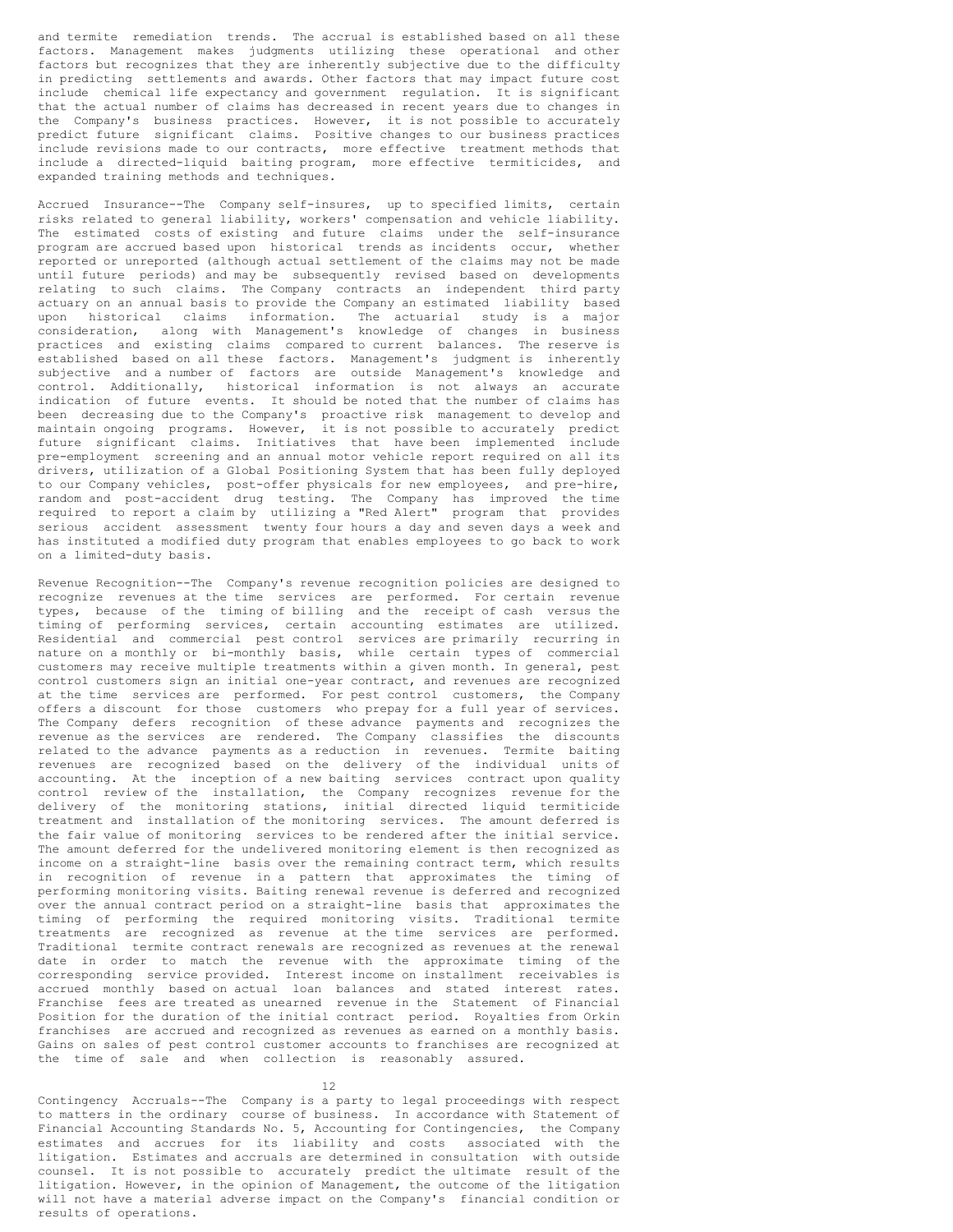and termite remediation trends. The accrual is established based on all these factors. Management makes judgments utilizing these operational and other factors but recognizes that they are inherently subjective due to the difficulty in predicting settlements and awards. Other factors that may impact future cost include chemical life expectancy and government regulation. It is significant that the actual number of claims has decreased in recent years due to changes in the Company's business practices. However, it is not possible to accurately predict future significant claims. Positive changes to our business practices include revisions made to our contracts, more effective treatment methods that include a directed-liquid baiting program, more effective termiticides, and expanded training methods and techniques.

Accrued Insurance--The Company self-insures, up to specified limits, certain risks related to general liability, workers' compensation and vehicle liability. The estimated costs of existing and future claims under the self-insurance program are accrued based upon historical trends as incidents occur, whether reported or unreported (although actual settlement of the claims may not be made until future periods) and may be subsequently revised based on developments relating to such claims. The Company contracts an independent third party actuary on an annual basis to provide the Company an estimated liability based upon historical claims information. The actuarial study is a major consideration, along with Management's knowledge of changes in business practices and existing claims compared to current balances. The reserve is established based on all these factors. Management's judgment is inherently subjective and a number of factors are outside Management's knowledge and control. Additionally, historical information is not always an accurate indication of future events. It should be noted that the number of claims has been decreasing due to the Company's proactive risk management to develop and maintain ongoing programs. However, it is not possible to accurately predict future significant claims. Initiatives that have been implemented include pre-employment screening and an annual motor vehicle report required on all its drivers, utilization of a Global Positioning System that has been fully deployed to our Company vehicles, post-offer physicals for new employees, and pre-hire, random and post-accident drug testing. The Company has improved the time required to report a claim by utilizing a "Red Alert" program that provides serious accident assessment twenty four hours a day and seven days a week and has instituted a modified duty program that enables employees to go back to work on a limited-duty basis.

Revenue Recognition--The Company's revenue recognition policies are designed to recognize revenues at the time services are performed. For certain revenue types, because of the timing of billing and the receipt of cash versus the timing of performing services, certain accounting estimates are utilized. Residential and commercial pest control services are primarily recurring in nature on a monthly or bi-monthly basis, while certain types of commercial customers may receive multiple treatments within a given month. In general, pest control customers sign an initial one-year contract, and revenues are recognized at the time services are performed. For pest control customers, the Company offers a discount for those customers who prepay for a full year of services. The Company defers recognition of these advance payments and recognizes the revenue as the services are rendered. The Company classifies the discounts related to the advance payments as a reduction in revenues. Termite baiting revenues are recognized based on the delivery of the individual units of accounting. At the inception of a new baiting services contract upon quality control review of the installation, the Company recognizes revenue for the delivery of the monitoring stations, initial directed liquid termiticide treatment and installation of the monitoring services. The amount deferred is the fair value of monitoring services to be rendered after the initial service. The amount deferred for the undelivered monitoring element is then recognized as income on a straight-line basis over the remaining contract term, which results in recognition of revenue in a pattern that approximates the timing of performing monitoring visits. Baiting renewal revenue is deferred and recognized over the annual contract period on a straight-line basis that approximates the timing of performing the required monitoring visits. Traditional termite treatments are recognized as revenue at the time services are performed. Traditional termite contract renewals are recognized as revenues at the renewal date in order to match the revenue with the approximate timing of the corresponding service provided. Interest income on installment receivables is accrued monthly based on actual loan balances and stated interest rates. Franchise fees are treated as unearned revenue in the Statement of Financial Position for the duration of the initial contract period. Royalties from Orkin franchises are accrued and recognized as revenues as earned on a monthly basis. Gains on sales of pest control customer accounts to franchises are recognized at the time of sale and when collection is reasonably assured.

Contingency Accruals--The Company is a party to legal proceedings with respect to matters in the ordinary course of business. In accordance with Statement of Financial Accounting Standards No. 5, Accounting for Contingencies, the Company estimates and accrues for its liability and costs associated with the litigation. Estimates and accruals are determined in consultation with outside counsel. It is not possible to accurately predict the ultimate result of the litigation. However, in the opinion of Management, the outcome of the litigation will not have a material adverse impact on the Company's financial condition or results of operations.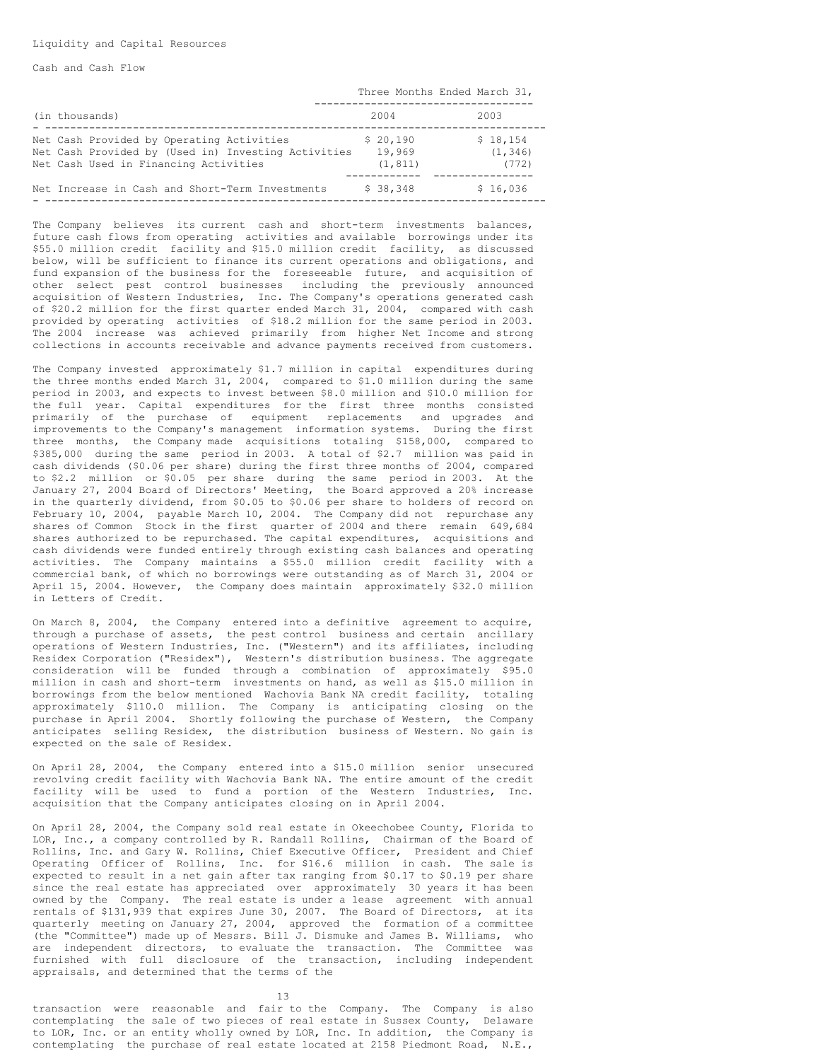## Liquidity and Capital Resources

### Cash and Cash Flow

| (in thousands) | Three Months Ended March 31, 2004 | 2003 |
|---|---|---|
| Net Cash Provided by Operating Activities | $ 20,190 | $ 18,154 |
| Net Cash Provided by (Used in) Investing Activities | 19,969 | (1,346) |
| Net Cash Used in Financing Activities | (1,811) | (772) |
| Net Increase in Cash and Short-Term Investments | $ 38,348 | $ 16,036 |

The Company believes its current cash and short-term investments balances, future cash flows from operating activities and available borrowings under its $55.0 million credit facility and $15.0 million credit facility, as discussed below, will be sufficient to finance its current operations and obligations, and fund expansion of the business for the foreseeable future, and acquisition of other select pest control businesses including the previously announced acquisition of Western Industries, Inc. The Company's operations generated cash of $20.2 million for the first quarter ended March 31, 2004, compared with cash provided by operating activities of $18.2 million for the same period in 2003. The 2004 increase was achieved primarily from higher Net Income and strong collections in accounts receivable and advance payments received from customers.

The Company invested approximately $1.7 million in capital expenditures during the three months ended March 31, 2004, compared to $1.0 million during the same period in 2003, and expects to invest between $8.0 million and $10.0 million for the full year. Capital expenditures for the first three months consisted primarily of the purchase of equipment replacements and upgrades and improvements to the Company's management information systems. During the first three months, the Company made acquisitions totaling $158,000, compared to $385,000 during the same period in 2003. A total of $2.7 million was paid in cash dividends ($0.06 per share) during the first three months of 2004, compared to $2.2 million or $0.05 per share during the same period in 2003. At the January 27, 2004 Board of Directors' Meeting, the Board approved a 20% increase in the quarterly dividend, from $0.05 to $0.06 per share to holders of record on February 10, 2004, payable March 10, 2004. The Company did not repurchase any shares of Common Stock in the first quarter of 2004 and there remain 649,684 shares authorized to be repurchased. The capital expenditures, acquisitions and cash dividends were funded entirely through existing cash balances and operating activities. The Company maintains a $55.0 million credit facility with a commercial bank, of which no borrowings were outstanding as of March 31, 2004 or April 15, 2004. However, the Company does maintain approximately $32.0 million in Letters of Credit.

On March 8, 2004, the Company entered into a definitive agreement to acquire, through a purchase of assets, the pest control business and certain ancillary operations of Western Industries, Inc. ("Western") and its affiliates, including Residex Corporation ("Residex"), Western's distribution business. The aggregate consideration will be funded through a combination of approximately $95.0 million in cash and short-term investments on hand, as well as $15.0 million in borrowings from the below mentioned Wachovia Bank NA credit facility, totaling approximately $110.0 million. The Company is anticipating closing on the purchase in April 2004. Shortly following the purchase of Western, the Company anticipates selling Residex, the distribution business of Western. No gain is expected on the sale of Residex.

On April 28, 2004, the Company entered into a $15.0 million senior unsecured revolving credit facility with Wachovia Bank NA. The entire amount of the credit facility will be used to fund a portion of the Western Industries, Inc. acquisition that the Company anticipates closing on in April 2004.

On April 28, 2004, the Company sold real estate in Okeechobee County, Florida to LOR, Inc., a company controlled by R. Randall Rollins, Chairman of the Board of Rollins, Inc. and Gary W. Rollins, Chief Executive Officer, President and Chief Operating Officer of Rollins, Inc. for $16.6 million in cash. The sale is expected to result in a net gain after tax ranging from $0.17 to $0.19 per share since the real estate has appreciated over approximately 30 years it has been owned by the Company. The real estate is under a lease agreement with annual rentals of $131,939 that expires June 30, 2007. The Board of Directors, at its quarterly meeting on January 27, 2004, approved the formation of a committee (the "Committee") made up of Messrs. Bill J. Dismuke and James B. Williams, who are independent directors, to evaluate the transaction. The Committee was furnished with full disclosure of the transaction, including independent appraisals, and determined that the terms of the transaction were reasonable and fair to the Company. The Company is also contemplating the sale of two pieces of real estate in Sussex County, Delaware to LOR, Inc. or an entity wholly owned by LOR, Inc. In addition, the Company is contemplating the purchase of real estate located at 2158 Piedmont Road, N.E.,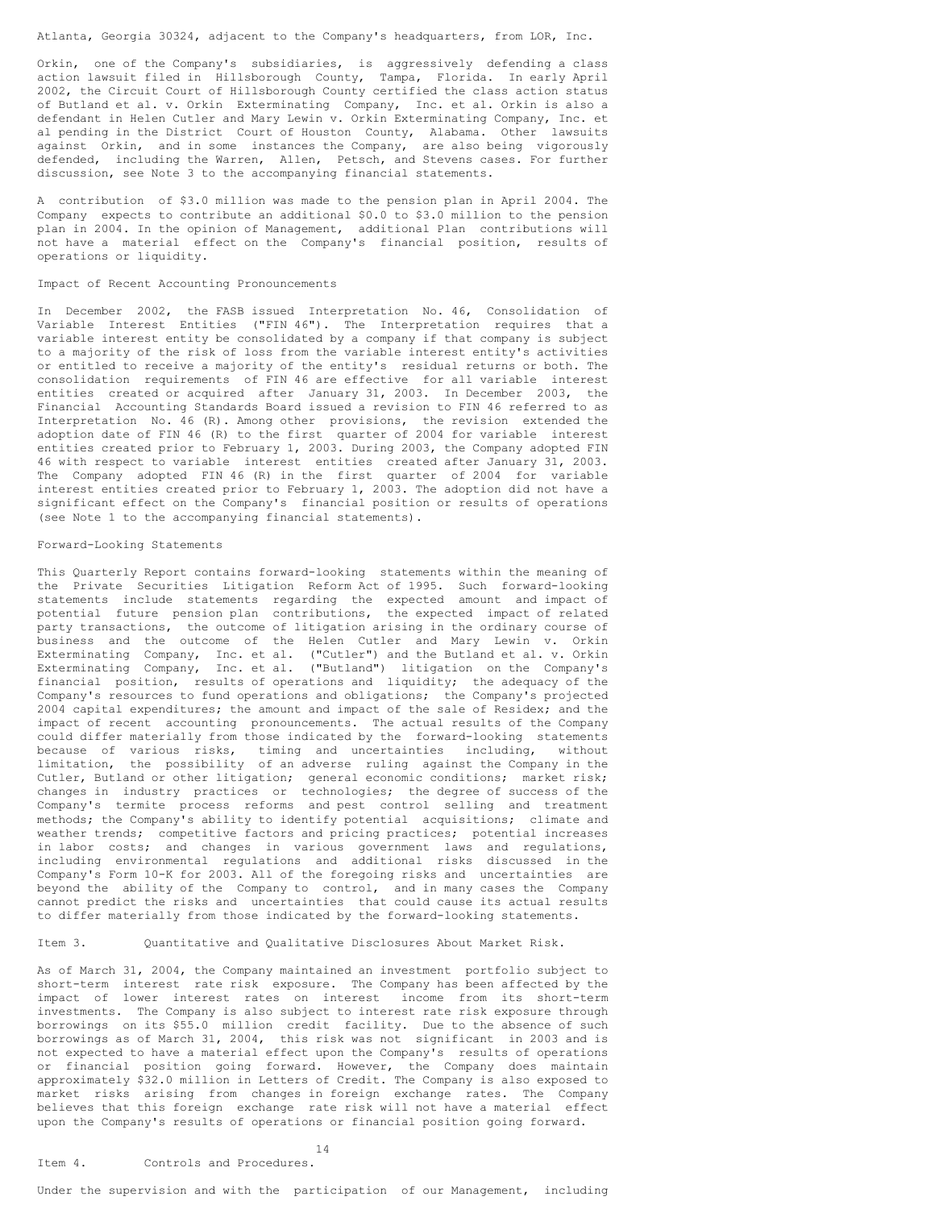Atlanta, Georgia 30324, adjacent to the Company's headquarters, from LOR, Inc.

Orkin, one of the Company's subsidiaries, is aggressively defending a class action lawsuit filed in Hillsborough County, Tampa, Florida. In early April 2002, the Circuit Court of Hillsborough County certified the class action status of Butland et al. v. Orkin Exterminating Company, Inc. et al. Orkin is also a defendant in Helen Cutler and Mary Lewin v. Orkin Exterminating Company, Inc. et al pending in the District Court of Houston County, Alabama. Other lawsuits against Orkin, and in some instances the Company, are also being vigorously defended, including the Warren, Allen, Petsch, and Stevens cases. For further discussion, see Note 3 to the accompanying financial statements.

A contribution of $3.0 million was made to the pension plan in April 2004. The Company expects to contribute an additional $0.0 to $3.0 million to the pension plan in 2004. In the opinion of Management, additional Plan contributions will not have a material effect on the Company's financial position, results of operations or liquidity.

## Impact of Recent Accounting Pronouncements

In December 2002, the FASB issued Interpretation No. 46, Consolidation of Variable Interest Entities ("FIN 46"). The Interpretation requires that a variable interest entity be consolidated by a company if that company is subject to a majority of the risk of loss from the variable interest entity's activities or entitled to receive a majority of the entity's residual returns or both. The consolidation requirements of FIN 46 are effective for all variable interest entities created or acquired after January 31, 2003. In December 2003, the Financial Accounting Standards Board issued a revision to FIN 46 referred to as Interpretation No. 46 (R). Among other provisions, the revision extended the adoption date of FIN 46 (R) to the first quarter of 2004 for variable interest entities created prior to February 1, 2003. During 2003, the Company adopted FIN 46 with respect to variable interest entities created after January 31, 2003. The Company adopted FIN 46 (R) in the first quarter of 2004 for variable interest entities created prior to February 1, 2003. The adoption did not have a significant effect on the Company's financial position or results of operations (see Note 1 to the accompanying financial statements).

## Forward-Looking Statements

This Quarterly Report contains forward-looking statements within the meaning of the Private Securities Litigation Reform Act of 1995. Such forward-looking statements include statements regarding the expected amount and impact of potential future pension plan contributions, the expected impact of related party transactions, the outcome of litigation arising in the ordinary course of business and the outcome of the Helen Cutler and Mary Lewin v. Orkin Exterminating Company, Inc. et al. ("Cutler") and the Butland et al. v. Orkin Exterminating Company, Inc. et al. ("Butland") litigation on the Company's financial position, results of operations and liquidity; the adequacy of the Company's resources to fund operations and obligations; the Company's projected 2004 capital expenditures; the amount and impact of the sale of Residex; and the impact of recent accounting pronouncements. The actual results of the Company could differ materially from those indicated by the forward-looking statements because of various risks, timing and uncertainties including, without limitation, the possibility of an adverse ruling against the Company in the Cutler, Butland or other litigation; general economic conditions; market risk; changes in industry practices or technologies; the degree of success of the Company's termite process reforms and pest control selling and treatment methods; the Company's ability to identify potential acquisitions; climate and weather trends; competitive factors and pricing practices; potential increases in labor costs; and changes in various government laws and regulations, including environmental regulations and additional risks discussed in the Company's Form 10-K for 2003. All of the foregoing risks and uncertainties are beyond the ability of the Company to control, and in many cases the Company cannot predict the risks and uncertainties that could cause its actual results to differ materially from those indicated by the forward-looking statements.

## Item 3. Quantitative and Qualitative Disclosures About Market Risk.

As of March 31, 2004, the Company maintained an investment portfolio subject to short-term interest rate risk exposure. The Company has been affected by the impact of lower interest rates on interest income from its short-term investments. The Company is also subject to interest rate risk exposure through borrowings on its $55.0 million credit facility. Due to the absence of such borrowings as of March 31, 2004, this risk was not significant in 2003 and is not expected to have a material effect upon the Company's results of operations or financial position going forward. However, the Company does maintain approximately $32.0 million in Letters of Credit. The Company is also exposed to market risks arising from changes in foreign exchange rates. The Company believes that this foreign exchange rate risk will not have a material effect upon the Company's results of operations or financial position going forward.

## Item 4. Controls and Procedures.

Under the supervision and with the participation of our Management, including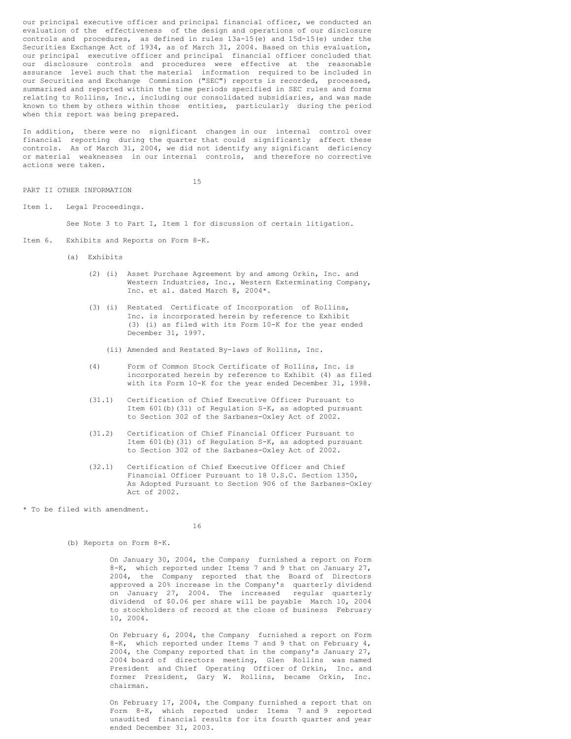our principal executive officer and principal financial officer, we conducted an evaluation of the effectiveness of the design and operations of our disclosure controls and procedures, as defined in rules 13a-15(e) and 15d-15(e) under the Securities Exchange Act of 1934, as of March 31, 2004. Based on this evaluation, our principal executive officer and principal financial officer concluded that our disclosure controls and procedures were effective at the reasonable assurance level such that the material information required to be included in our Securities and Exchange Commission ("SEC") reports is recorded, processed, summarized and reported within the time periods specified in SEC rules and forms relating to Rollins, Inc., including our consolidated subsidiaries, and was made known to them by others within those entities, particularly during the period when this report was being prepared.

In addition, there were no significant changes in our internal control over financial reporting during the quarter that could significantly affect these controls. As of March 31, 2004, we did not identify any significant deficiency or material weaknesses in our internal controls, and therefore no corrective actions were taken.

## PART II OTHER INFORMATION

### Item 1. Legal Proceedings.

See Note 3 to Part I, Item 1 for discussion of certain litigation.

### Item 6. Exhibits and Reports on Form 8-K.

(a) Exhibits

- (2) (i) Asset Purchase Agreement by and among Orkin, Inc. and Western Industries, Inc., Western Exterminating Company, Inc. et al. dated March 8, 2004*.
- (3) (i) Restated Certificate of Incorporation of Rollins, Inc. is incorporated herein by reference to Exhibit (3) (i) as filed with its Form 10-K for the year ended December 31, 1997.
  - (ii) Amended and Restated By-laws of Rollins, Inc.
- (4) Form of Common Stock Certificate of Rollins, Inc. is incorporated herein by reference to Exhibit (4) as filed with its Form 10-K for the year ended December 31, 1998.
- (31.1) Certification of Chief Executive Officer Pursuant to Item 601(b)(31) of Regulation S-K, as adopted pursuant to Section 302 of the Sarbanes-Oxley Act of 2002.
- (31.2) Certification of Chief Financial Officer Pursuant to Item 601(b)(31) of Regulation S-K, as adopted pursuant to Section 302 of the Sarbanes-Oxley Act of 2002.
- (32.1) Certification of Chief Executive Officer and Chief Financial Officer Pursuant to 18 U.S.C. Section 1350, As Adopted Pursuant to Section 906 of the Sarbanes-Oxley Act of 2002.

* To be filed with amendment.

(b) Reports on Form 8-K.

On January 30, 2004, the Company furnished a report on Form 8-K, which reported under Items 7 and 9 that on January 27, 2004, the Company reported that the Board of Directors approved a 20% increase in the Company's quarterly dividend on January 27, 2004. The increased regular quarterly dividend of $0.06 per share will be payable March 10, 2004 to stockholders of record at the close of business February 10, 2004.

On February 6, 2004, the Company furnished a report on Form 8-K, which reported under Items 7 and 9 that on February 4, 2004, the Company reported that in the company's January 27, 2004 board of directors meeting, Glen Rollins was named President and Chief Operating Officer of Orkin, Inc. and former President, Gary W. Rollins, became Orkin, Inc. chairman.

On February 17, 2004, the Company furnished a report that on Form 8-K, which reported under Items 7 and 9 reported unaudited financial results for its fourth quarter and year ended December 31, 2003.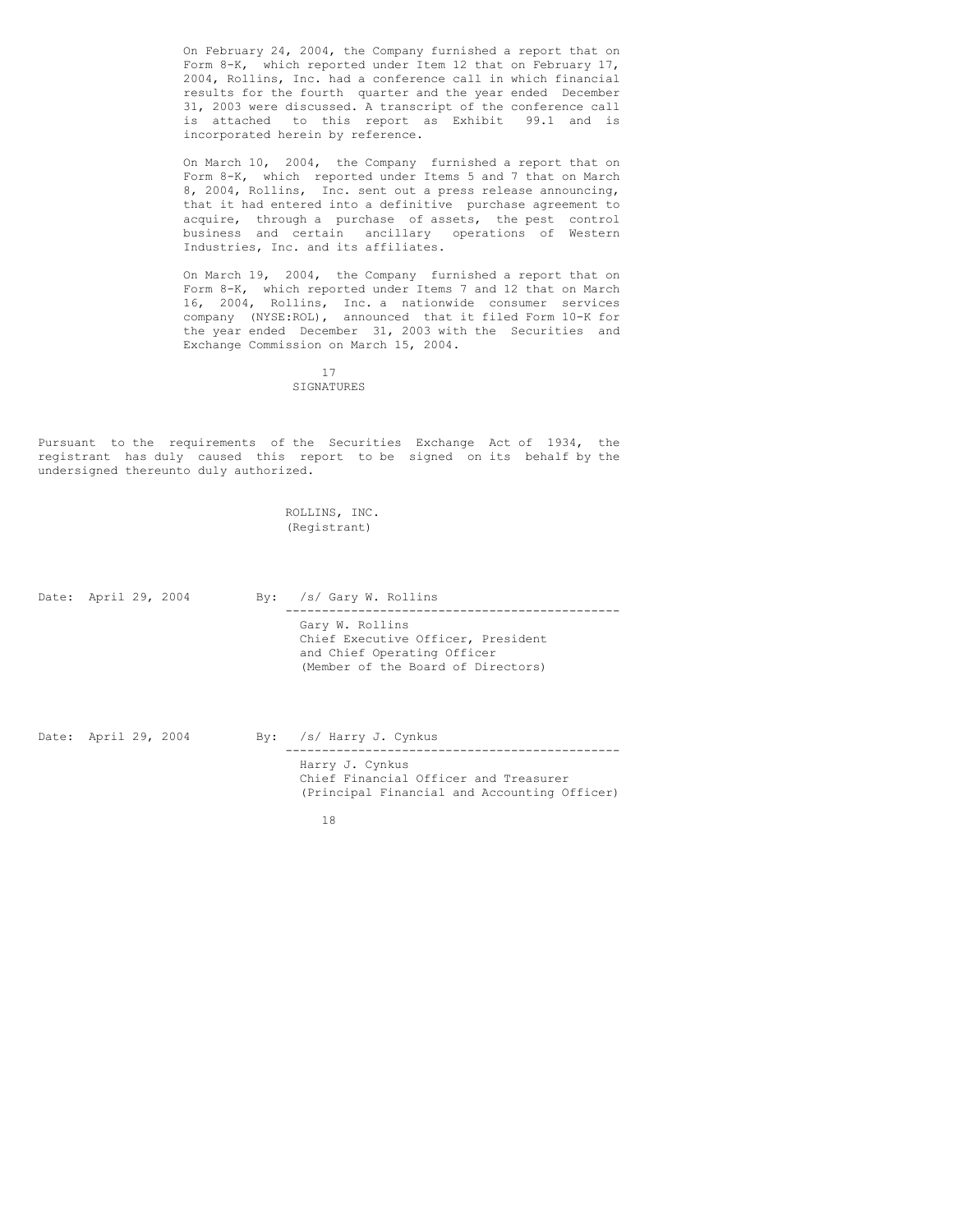On February 24, 2004, the Company furnished a report that on Form 8-K, which reported under Item 12 that on February 17, 2004, Rollins, Inc. had a conference call in which financial results for the fourth quarter and the year ended December 31, 2003 were discussed. A transcript of the conference call is attached to this report as Exhibit 99.1 and is incorporated herein by reference.

On March 10, 2004, the Company furnished a report that on Form 8-K, which reported under Items 5 and 7 that on March 8, 2004, Rollins, Inc. sent out a press release announcing, that it had entered into a definitive purchase agreement to acquire, through a purchase of assets, the pest control business and certain ancillary operations of Western Industries, Inc. and its affiliates.

On March 19, 2004, the Company furnished a report that on Form 8-K, which reported under Items 7 and 12 that on March 16, 2004, Rollins, Inc. a nationwide consumer services company (NYSE:ROL), announced that it filed Form 10-K for the year ended December 31, 2003 with the Securities and Exchange Commission on March 15, 2004.

## SIGNATURES

Pursuant to the requirements of the Securities Exchange Act of 1934, the registrant has duly caused this report to be signed on its behalf by the undersigned thereunto duly authorized.

ROLLINS, INC.
(Registrant)

Date: April 29, 2004

By: /s/ Gary W. Rollins

Gary W. Rollins
Chief Executive Officer, President and Chief Operating Officer
(Member of the Board of Directors)

Date: April 29, 2004

By: /s/ Harry J. Cynkus

Harry J. Cynkus
Chief Financial Officer and Treasurer
(Principal Financial and Accounting Officer)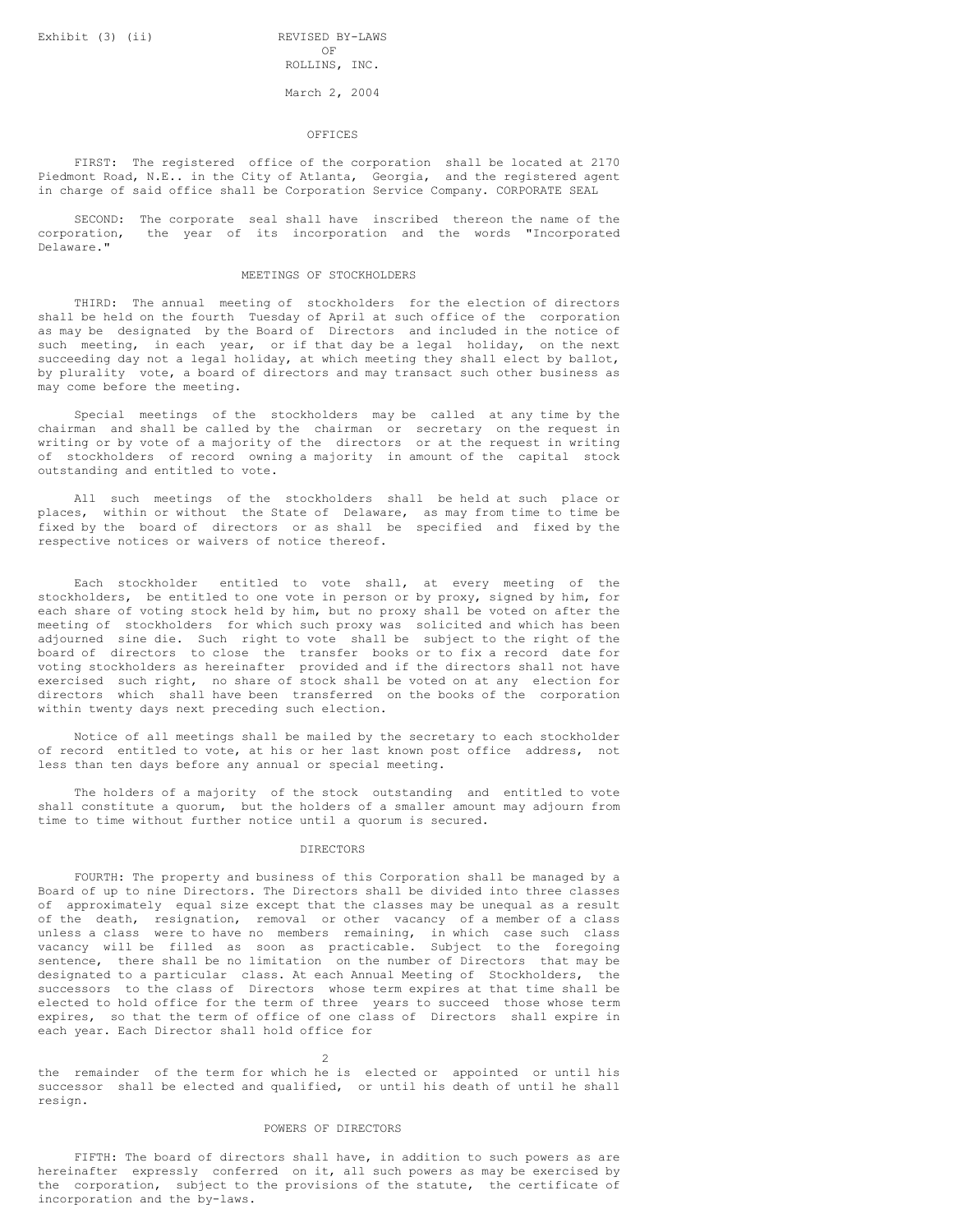Exhibit (3) (ii)

# REVISED BY-LAWS OF ROLLINS, INC.

March 2, 2004

## OFFICES

FIRST: The registered office of the corporation shall be located at 2170 Piedmont Road, N.E.. in the City of Atlanta, Georgia, and the registered agent in charge of said office shall be Corporation Service Company. CORPORATE SEAL

SECOND: The corporate seal shall have inscribed thereon the name of the corporation, the year of its incorporation and the words "Incorporated Delaware."

## MEETINGS OF STOCKHOLDERS

THIRD: The annual meeting of stockholders for the election of directors shall be held on the fourth Tuesday of April at such office of the corporation as may be designated by the Board of Directors and included in the notice of such meeting, in each year, or if that day be a legal holiday, on the next succeeding day not a legal holiday, at which meeting they shall elect by ballot, by plurality vote, a board of directors and may transact such other business as may come before the meeting.

Special meetings of the stockholders may be called at any time by the chairman and shall be called by the chairman or secretary on the request in writing or by vote of a majority of the directors or at the request in writing of stockholders of record owning a majority in amount of the capital stock outstanding and entitled to vote.

All such meetings of the stockholders shall be held at such place or places, within or without the State of Delaware, as may from time to time be fixed by the board of directors or as shall be specified and fixed by the respective notices or waivers of notice thereof.

Each stockholder entitled to vote shall, at every meeting of the stockholders, be entitled to one vote in person or by proxy, signed by him, for each share of voting stock held by him, but no proxy shall be voted on after the meeting of stockholders for which such proxy was solicited and which has been adjourned sine die. Such right to vote shall be subject to the right of the board of directors to close the transfer books or to fix a record date for voting stockholders as hereinafter provided and if the directors shall not have exercised such right, no share of stock shall be voted on at any election for directors which shall have been transferred on the books of the corporation within twenty days next preceding such election.

Notice of all meetings shall be mailed by the secretary to each stockholder of record entitled to vote, at his or her last known post office address, not less than ten days before any annual or special meeting.

The holders of a majority of the stock outstanding and entitled to vote shall constitute a quorum, but the holders of a smaller amount may adjourn from time to time without further notice until a quorum is secured.

## DIRECTORS

FOURTH: The property and business of this Corporation shall be managed by a Board of up to nine Directors. The Directors shall be divided into three classes of approximately equal size except that the classes may be unequal as a result of the death, resignation, removal or other vacancy of a member of a class unless a class were to have no members remaining, in which case such class vacancy will be filled as soon as practicable. Subject to the foregoing sentence, there shall be no limitation on the number of Directors that may be designated to a particular class. At each Annual Meeting of Stockholders, the successors to the class of Directors whose term expires at that time shall be elected to hold office for the term of three years to succeed those whose term expires, so that the term of office of one class of Directors shall expire in each year. Each Director shall hold office for the remainder of the term for which he is elected or appointed or until his successor shall be elected and qualified, or until his death of until he shall resign.

## POWERS OF DIRECTORS

FIFTH: The board of directors shall have, in addition to such powers as are hereinafter expressly conferred on it, all such powers as may be exercised by the corporation, subject to the provisions of the statute, the certificate of incorporation and the by-laws.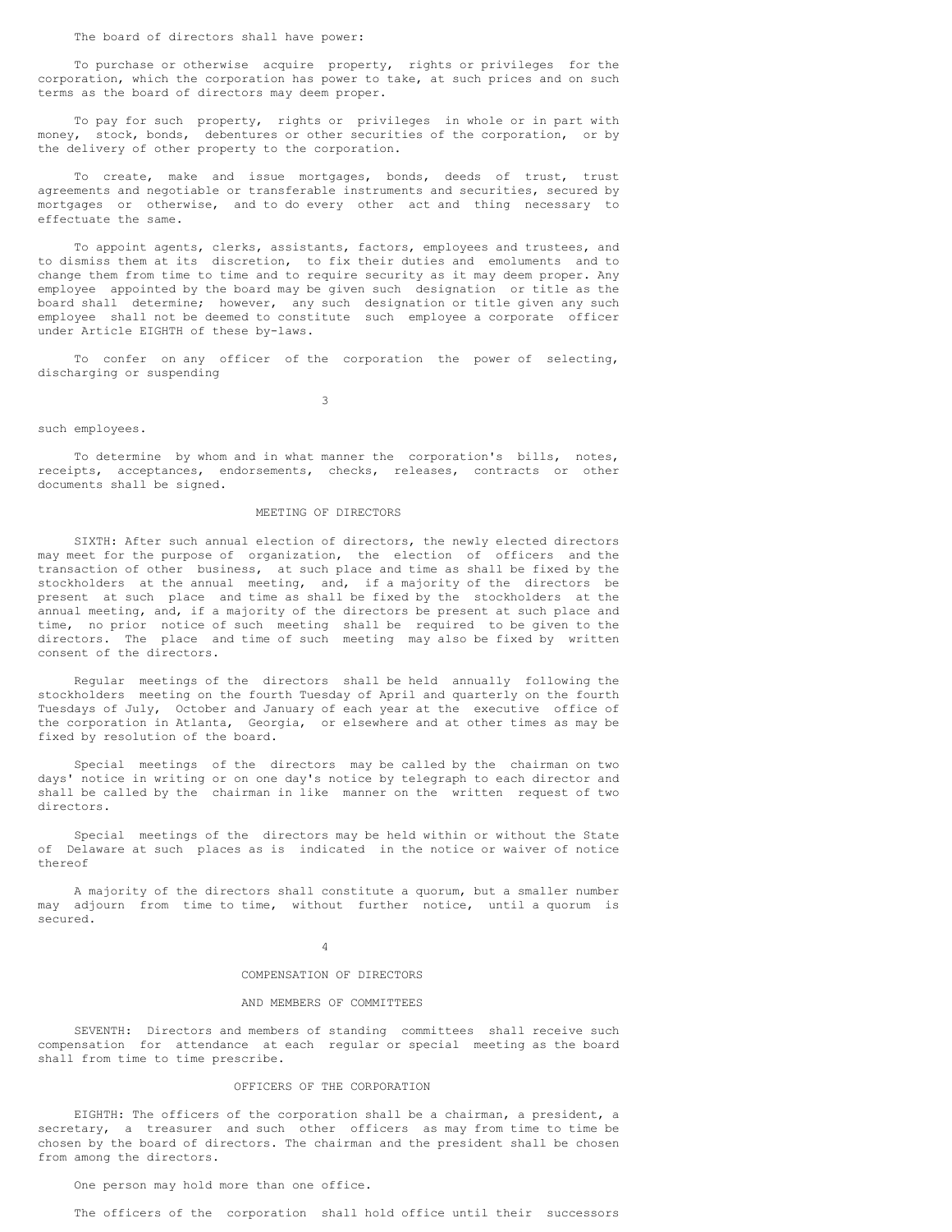The board of directors shall have power:

To purchase or otherwise acquire property, rights or privileges for the corporation, which the corporation has power to take, at such prices and on such terms as the board of directors may deem proper.

To pay for such property, rights or privileges in whole or in part with money, stock, bonds, debentures or other securities of the corporation, or by the delivery of other property to the corporation.

To create, make and issue mortgages, bonds, deeds of trust, trust agreements and negotiable or transferable instruments and securities, secured by mortgages or otherwise, and to do every other act and thing necessary to effectuate the same.

To appoint agents, clerks, assistants, factors, employees and trustees, and to dismiss them at its discretion, to fix their duties and emoluments and to change them from time to time and to require security as it may deem proper. Any employee appointed by the board may be given such designation or title as the board shall determine; however, any such designation or title given any such employee shall not be deemed to constitute such employee a corporate officer under Article EIGHTH of these by-laws.

To confer on any officer of the corporation the power of selecting, discharging or suspending such employees.

To determine by whom and in what manner the corporation's bills, notes, receipts, acceptances, endorsements, checks, releases, contracts or other documents shall be signed.

## MEETING OF DIRECTORS

SIXTH: After such annual election of directors, the newly elected directors may meet for the purpose of organization, the election of officers and the transaction of other business, at such place and time as shall be fixed by the stockholders at the annual meeting, and, if a majority of the directors be present at such place and time as shall be fixed by the stockholders at the annual meeting, and, if a majority of the directors be present at such place and time, no prior notice of such meeting shall be required to be given to the directors. The place and time of such meeting may also be fixed by written consent of the directors.

Regular meetings of the directors shall be held annually following the stockholders meeting on the fourth Tuesday of April and quarterly on the fourth Tuesdays of July, October and January of each year at the executive office of the corporation in Atlanta, Georgia, or elsewhere and at other times as may be fixed by resolution of the board.

Special meetings of the directors may be called by the chairman on two days' notice in writing or on one day's notice by telegraph to each director and shall be called by the chairman in like manner on the written request of two directors.

Special meetings of the directors may be held within or without the State of Delaware at such places as is indicated in the notice or waiver of notice thereof

A majority of the directors shall constitute a quorum, but a smaller number may adjourn from time to time, without further notice, until a quorum is secured.

## COMPENSATION OF DIRECTORS

## AND MEMBERS OF COMMITTEES

SEVENTH: Directors and members of standing committees shall receive such compensation for attendance at each regular or special meeting as the board shall from time to time prescribe.

## OFFICERS OF THE CORPORATION

EIGHTH: The officers of the corporation shall be a chairman, a president, a secretary, a treasurer and such other officers as may from time to time be chosen by the board of directors. The chairman and the president shall be chosen from among the directors.

One person may hold more than one office.

The officers of the corporation shall hold office until their successors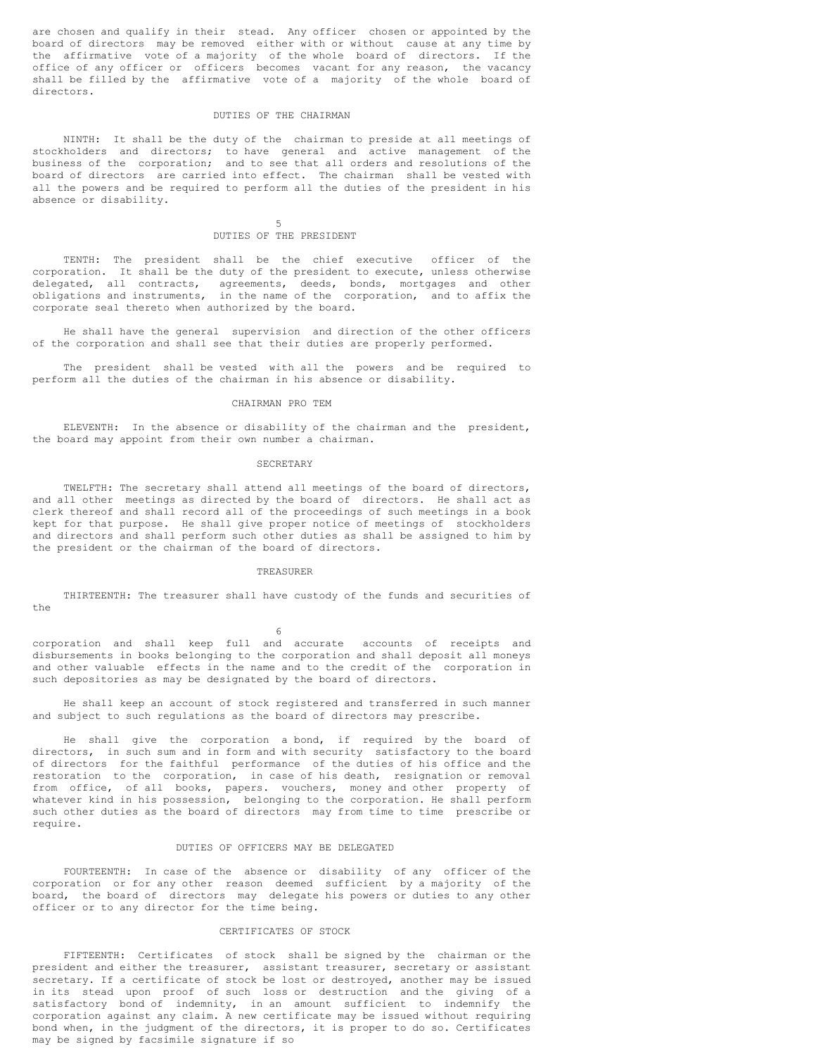are chosen and qualify in their stead. Any officer chosen or appointed by the board of directors may be removed either with or without cause at any time by the affirmative vote of a majority of the whole board of directors. If the office of any officer or officers becomes vacant for any reason, the vacancy shall be filled by the affirmative vote of a majority of the whole board of directors.

## DUTIES OF THE CHAIRMAN

NINTH: It shall be the duty of the chairman to preside at all meetings of stockholders and directors; to have general and active management of the business of the corporation; and to see that all orders and resolutions of the board of directors are carried into effect. The chairman shall be vested with all the powers and be required to perform all the duties of the president in his absence or disability.

## DUTIES OF THE PRESIDENT

TENTH: The president shall be the chief executive officer of the corporation. It shall be the duty of the president to execute, unless otherwise delegated, all contracts, agreements, deeds, bonds, mortgages and other obligations and instruments, in the name of the corporation, and to affix the corporate seal thereto when authorized by the board.

He shall have the general supervision and direction of the other officers of the corporation and shall see that their duties are properly performed.

The president shall be vested with all the powers and be required to perform all the duties of the chairman in his absence or disability.

## CHAIRMAN PRO TEM

ELEVENTH: In the absence or disability of the chairman and the president, the board may appoint from their own number a chairman.

## SECRETARY

TWELFTH: The secretary shall attend all meetings of the board of directors, and all other meetings as directed by the board of directors. He shall act as clerk thereof and shall record all of the proceedings of such meetings in a book kept for that purpose. He shall give proper notice of meetings of stockholders and directors and shall perform such other duties as shall be assigned to him by the president or the chairman of the board of directors.

## TREASURER

THIRTEENTH: The treasurer shall have custody of the funds and securities of the corporation and shall keep full and accurate accounts of receipts and disbursements in books belonging to the corporation and shall deposit all moneys and other valuable effects in the name and to the credit of the corporation in such depositories as may be designated by the board of directors.

He shall keep an account of stock registered and transferred in such manner and subject to such regulations as the board of directors may prescribe.

He shall give the corporation a bond, if required by the board of directors, in such sum and in form and with security satisfactory to the board of directors for the faithful performance of the duties of his office and the restoration to the corporation, in case of his death, resignation or removal from office, of all books, papers. vouchers, money and other property of whatever kind in his possession, belonging to the corporation. He shall perform such other duties as the board of directors may from time to time prescribe or require.

## DUTIES OF OFFICERS MAY BE DELEGATED

FOURTEENTH: In case of the absence or disability of any officer of the corporation or for any other reason deemed sufficient by a majority of the board, the board of directors may delegate his powers or duties to any other officer or to any director for the time being.

## CERTIFICATES OF STOCK

FIFTEENTH: Certificates of stock shall be signed by the chairman or the president and either the treasurer, assistant treasurer, secretary or assistant secretary. If a certificate of stock be lost or destroyed, another may be issued in its stead upon proof of such loss or destruction and the giving of a satisfactory bond of indemnity, in an amount sufficient to indemnify the corporation against any claim. A new certificate may be issued without requiring bond when, in the judgment of the directors, it is proper to do so. Certificates may be signed by facsimile signature if so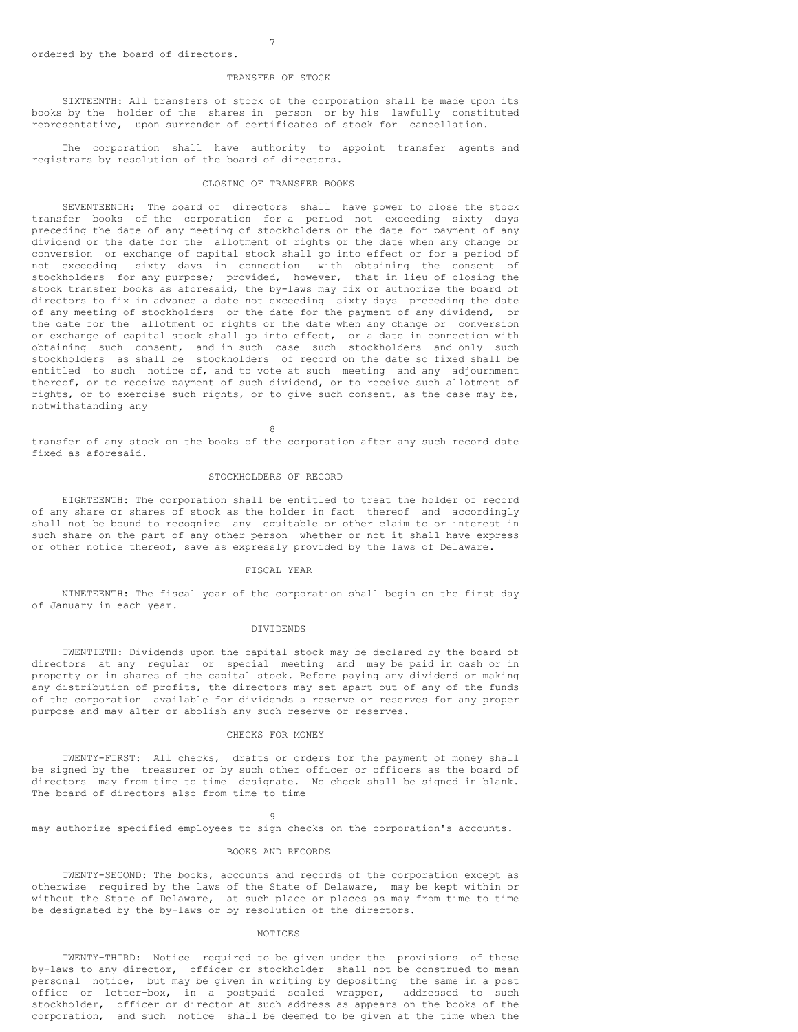ordered by the board of directors.

## TRANSFER OF STOCK

SIXTEENTH: All transfers of stock of the corporation shall be made upon its books by the holder of the shares in person or by his lawfully constituted representative, upon surrender of certificates of stock for cancellation.

The corporation shall have authority to appoint transfer agents and registrars by resolution of the board of directors.

## CLOSING OF TRANSFER BOOKS

SEVENTEENTH: The board of directors shall have power to close the stock transfer books of the corporation for a period not exceeding sixty days preceding the date of any meeting of stockholders or the date for payment of any dividend or the date for the allotment of rights or the date when any change or conversion or exchange of capital stock shall go into effect or for a period of not exceeding sixty days in connection with obtaining the consent of stockholders for any purpose; provided, however, that in lieu of closing the stock transfer books as aforesaid, the by-laws may fix or authorize the board of directors to fix in advance a date not exceeding sixty days preceding the date of any meeting of stockholders or the date for the payment of any dividend, or the date for the allotment of rights or the date when any change or conversion or exchange of capital stock shall go into effect, or a date in connection with obtaining such consent, and in such case such stockholders and only such stockholders as shall be stockholders of record on the date so fixed shall be entitled to such notice of, and to vote at such meeting and any adjournment thereof, or to receive payment of such dividend, or to receive such allotment of rights, or to exercise such rights, or to give such consent, as the case may be, notwithstanding any transfer of any stock on the books of the corporation after any such record date fixed as aforesaid.

## STOCKHOLDERS OF RECORD

EIGHTEENTH: The corporation shall be entitled to treat the holder of record of any share or shares of stock as the holder in fact thereof and accordingly shall not be bound to recognize any equitable or other claim to or interest in such share on the part of any other person whether or not it shall have express or other notice thereof, save as expressly provided by the laws of Delaware.

## FISCAL YEAR

NINETEENTH: The fiscal year of the corporation shall begin on the first day of January in each year.

## DIVIDENDS

TWENTIETH: Dividends upon the capital stock may be declared by the board of directors at any regular or special meeting and may be paid in cash or in property or in shares of the capital stock. Before paying any dividend or making any distribution of profits, the directors may set apart out of any of the funds of the corporation available for dividends a reserve or reserves for any proper purpose and may alter or abolish any such reserve or reserves.

## CHECKS FOR MONEY

TWENTY-FIRST: All checks, drafts or orders for the payment of money shall be signed by the treasurer or by such other officer or officers as the board of directors may from time to time designate. No check shall be signed in blank. The board of directors also from time to time may authorize specified employees to sign checks on the corporation's accounts.

## BOOKS AND RECORDS

TWENTY-SECOND: The books, accounts and records of the corporation except as otherwise required by the laws of the State of Delaware, may be kept within or without the State of Delaware, at such place or places as may from time to time be designated by the by-laws or by resolution of the directors.

## NOTICES

TWENTY-THIRD: Notice required to be given under the provisions of these by-laws to any director, officer or stockholder shall not be construed to mean personal notice, but may be given in writing by depositing the same in a post office or letter-box, in a postpaid sealed wrapper, addressed to such stockholder, officer or director at such address as appears on the books of the corporation, and such notice shall be deemed to be given at the time when the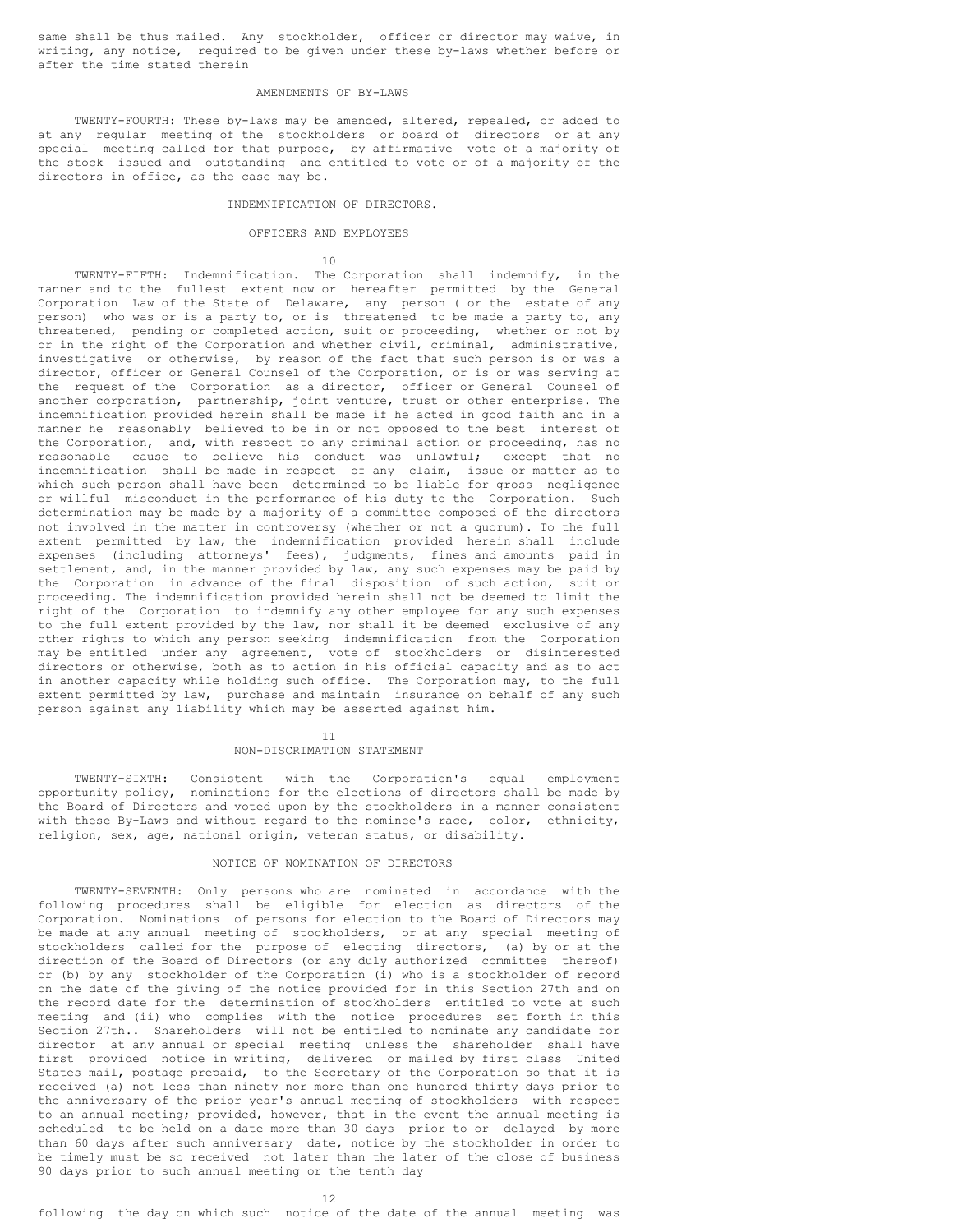same shall be thus mailed. Any stockholder, officer or director may waive, in writing, any notice, required to be given under these by-laws whether before or after the time stated therein

## AMENDMENTS OF BY-LAWS

TWENTY-FOURTH: These by-laws may be amended, altered, repealed, or added to at any regular meeting of the stockholders or board of directors or at any special meeting called for that purpose, by affirmative vote of a majority of the stock issued and outstanding and entitled to vote or of a majority of the directors in office, as the case may be.

## INDEMNIFICATION OF DIRECTORS.

## OFFICERS AND EMPLOYEES

TWENTY-FIFTH: Indemnification. The Corporation shall indemnify, in the manner and to the fullest extent now or hereafter permitted by the General Corporation Law of the State of Delaware, any person ( or the estate of any person) who was or is a party to, or is threatened to be made a party to, any threatened, pending or completed action, suit or proceeding, whether or not by or in the right of the Corporation and whether civil, criminal, administrative, investigative or otherwise, by reason of the fact that such person is or was a director, officer or General Counsel of the Corporation, or is or was serving at the request of the Corporation as a director, officer or General Counsel of another corporation, partnership, joint venture, trust or other enterprise. The indemnification provided herein shall be made if he acted in good faith and in a manner he reasonably believed to be in or not opposed to the best interest of the Corporation, and, with respect to any criminal action or proceeding, has no reasonable cause to believe his conduct was unlawful; except that no indemnification shall be made in respect of any claim, issue or matter as to which such person shall have been determined to be liable for gross negligence or willful misconduct in the performance of his duty to the Corporation. Such determination may be made by a majority of a committee composed of the directors not involved in the matter in controversy (whether or not a quorum). To the full extent permitted by law, the indemnification provided herein shall include expenses (including attorneys' fees), judgments, fines and amounts paid in settlement, and, in the manner provided by law, any such expenses may be paid by the Corporation in advance of the final disposition of such action, suit or proceeding. The indemnification provided herein shall not be deemed to limit the right of the Corporation to indemnify any other employee for any such expenses to the full extent provided by the law, nor shall it be deemed exclusive of any other rights to which any person seeking indemnification from the Corporation may be entitled under any agreement, vote of stockholders or disinterested directors or otherwise, both as to action in his official capacity and as to act in another capacity while holding such office. The Corporation may, to the full extent permitted by law, purchase and maintain insurance on behalf of any such person against any liability which may be asserted against him.

## NON-DISCRIMATION STATEMENT

TWENTY-SIXTH: Consistent with the Corporation's equal employment opportunity policy, nominations for the elections of directors shall be made by the Board of Directors and voted upon by the stockholders in a manner consistent with these By-Laws and without regard to the nominee's race, color, ethnicity, religion, sex, age, national origin, veteran status, or disability.

## NOTICE OF NOMINATION OF DIRECTORS

TWENTY-SEVENTH: Only persons who are nominated in accordance with the following procedures shall be eligible for election as directors of the Corporation. Nominations of persons for election to the Board of Directors may be made at any annual meeting of stockholders, or at any special meeting of stockholders called for the purpose of electing directors, (a) by or at the direction of the Board of Directors (or any duly authorized committee thereof) or (b) by any stockholder of the Corporation (i) who is a stockholder of record on the date of the giving of the notice provided for in this Section 27th and on the record date for the determination of stockholders entitled to vote at such meeting and (ii) who complies with the notice procedures set forth in this Section 27th.. Shareholders will not be entitled to nominate any candidate for director at any annual or special meeting unless the shareholder shall have first provided notice in writing, delivered or mailed by first class United States mail, postage prepaid, to the Secretary of the Corporation so that it is received (a) not less than ninety nor more than one hundred thirty days prior to the anniversary of the prior year's annual meeting of stockholders with respect to an annual meeting; provided, however, that in the event the annual meeting is scheduled to be held on a date more than 30 days prior to or delayed by more than 60 days after such anniversary date, notice by the stockholder in order to be timely must be so received not later than the later of the close of business 90 days prior to such annual meeting or the tenth day

following the day on which such notice of the date of the annual meeting was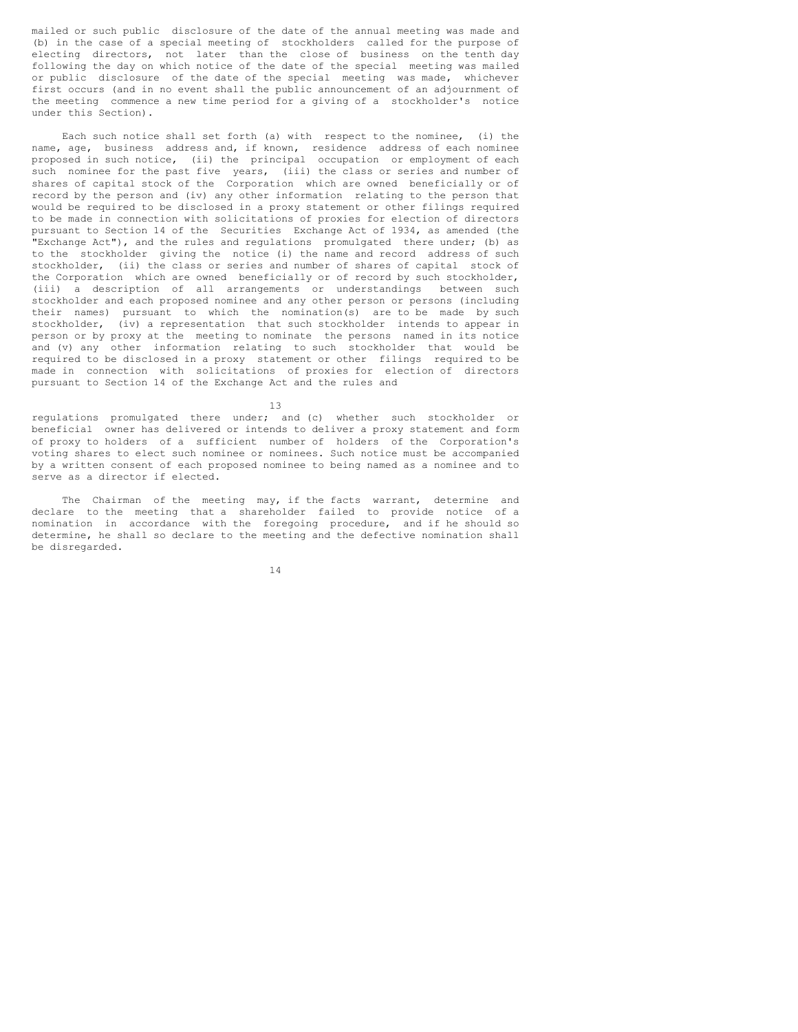mailed or such public disclosure of the date of the annual meeting was made and (b) in the case of a special meeting of stockholders called for the purpose of electing directors, not later than the close of business on the tenth day following the day on which notice of the date of the special meeting was mailed or public disclosure of the date of the special meeting was made, whichever first occurs (and in no event shall the public announcement of an adjournment of the meeting commence a new time period for a giving of a stockholder's notice under this Section).

Each such notice shall set forth (a) with respect to the nominee, (i) the name, age, business address and, if known, residence address of each nominee proposed in such notice, (ii) the principal occupation or employment of each such nominee for the past five years, (iii) the class or series and number of shares of capital stock of the Corporation which are owned beneficially or of record by the person and (iv) any other information relating to the person that would be required to be disclosed in a proxy statement or other filings required to be made in connection with solicitations of proxies for election of directors pursuant to Section 14 of the Securities Exchange Act of 1934, as amended (the "Exchange Act"), and the rules and regulations promulgated there under; (b) as to the stockholder giving the notice (i) the name and record address of such stockholder, (ii) the class or series and number of shares of capital stock of the Corporation which are owned beneficially or of record by such stockholder, (iii) a description of all arrangements or understandings between such stockholder and each proposed nominee and any other person or persons (including their names) pursuant to which the nomination(s) are to be made by such stockholder, (iv) a representation that such stockholder intends to appear in person or by proxy at the meeting to nominate the persons named in its notice and (v) any other information relating to such stockholder that would be required to be disclosed in a proxy statement or other filings required to be made in connection with solicitations of proxies for election of directors pursuant to Section 14 of the Exchange Act and the rules and regulations promulgated there under; and (c) whether such stockholder or beneficial owner has delivered or intends to deliver a proxy statement and form of proxy to holders of a sufficient number of holders of the Corporation's voting shares to elect such nominee or nominees. Such notice must be accompanied by a written consent of each proposed nominee to being named as a nominee and to serve as a director if elected.

The Chairman of the meeting may, if the facts warrant, determine and declare to the meeting that a shareholder failed to provide notice of a nomination in accordance with the foregoing procedure, and if he should so determine, he shall so declare to the meeting and the defective nomination shall be disregarded.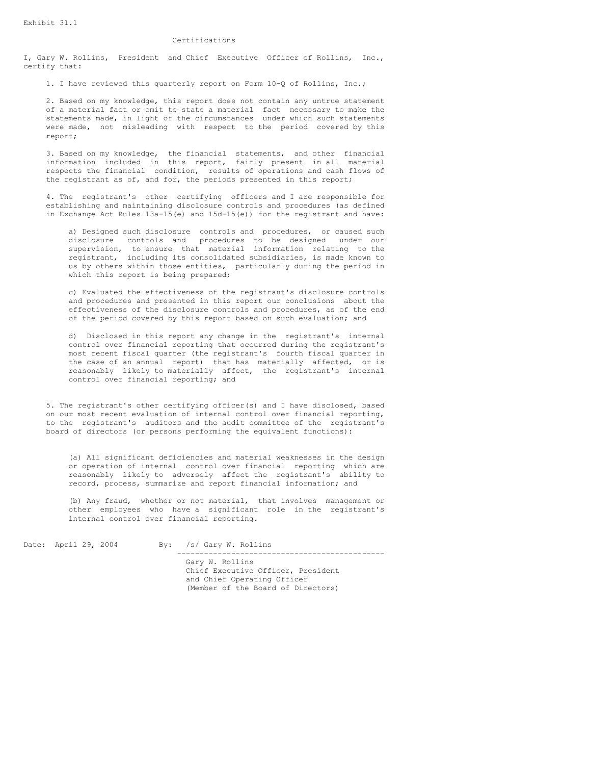Exhibit 31.1

# Certifications

I, Gary W. Rollins, President and Chief Executive Officer of Rollins, Inc., certify that:

1. I have reviewed this quarterly report on Form 10-Q of Rollins, Inc.;

2. Based on my knowledge, this report does not contain any untrue statement of a material fact or omit to state a material fact necessary to make the statements made, in light of the circumstances under which such statements were made, not misleading with respect to the period covered by this report;

3. Based on my knowledge, the financial statements, and other financial information included in this report, fairly present in all material respects the financial condition, results of operations and cash flows of the registrant as of, and for, the periods presented in this report;

4. The registrant's other certifying officers and I are responsible for establishing and maintaining disclosure controls and procedures (as defined in Exchange Act Rules 13a-15(e) and 15d-15(e)) for the registrant and have:

   a) Designed such disclosure controls and procedures, or caused such disclosure controls and procedures to be designed under our supervision, to ensure that material information relating to the registrant, including its consolidated subsidiaries, is made known to us by others within those entities, particularly during the period in which this report is being prepared;

   c) Evaluated the effectiveness of the registrant's disclosure controls and procedures and presented in this report our conclusions about the effectiveness of the disclosure controls and procedures, as of the end of the period covered by this report based on such evaluation; and

   d) Disclosed in this report any change in the registrant's internal control over financial reporting that occurred during the registrant's most recent fiscal quarter (the registrant's fourth fiscal quarter in the case of an annual report) that has materially affected, or is reasonably likely to materially affect, the registrant's internal control over financial reporting; and

5. The registrant's other certifying officer(s) and I have disclosed, based on our most recent evaluation of internal control over financial reporting, to the registrant's auditors and the audit committee of the registrant's board of directors (or persons performing the equivalent functions):

   (a) All significant deficiencies and material weaknesses in the design or operation of internal control over financial reporting which are reasonably likely to adversely affect the registrant's ability to record, process, summarize and report financial information; and

   (b) Any fraud, whether or not material, that involves management or other employees who have a significant role in the registrant's internal control over financial reporting.

Date: April 29, 2004

By: /s/ Gary W. Rollins

Gary W. Rollins
Chief Executive Officer, President and Chief Operating Officer
(Member of the Board of Directors)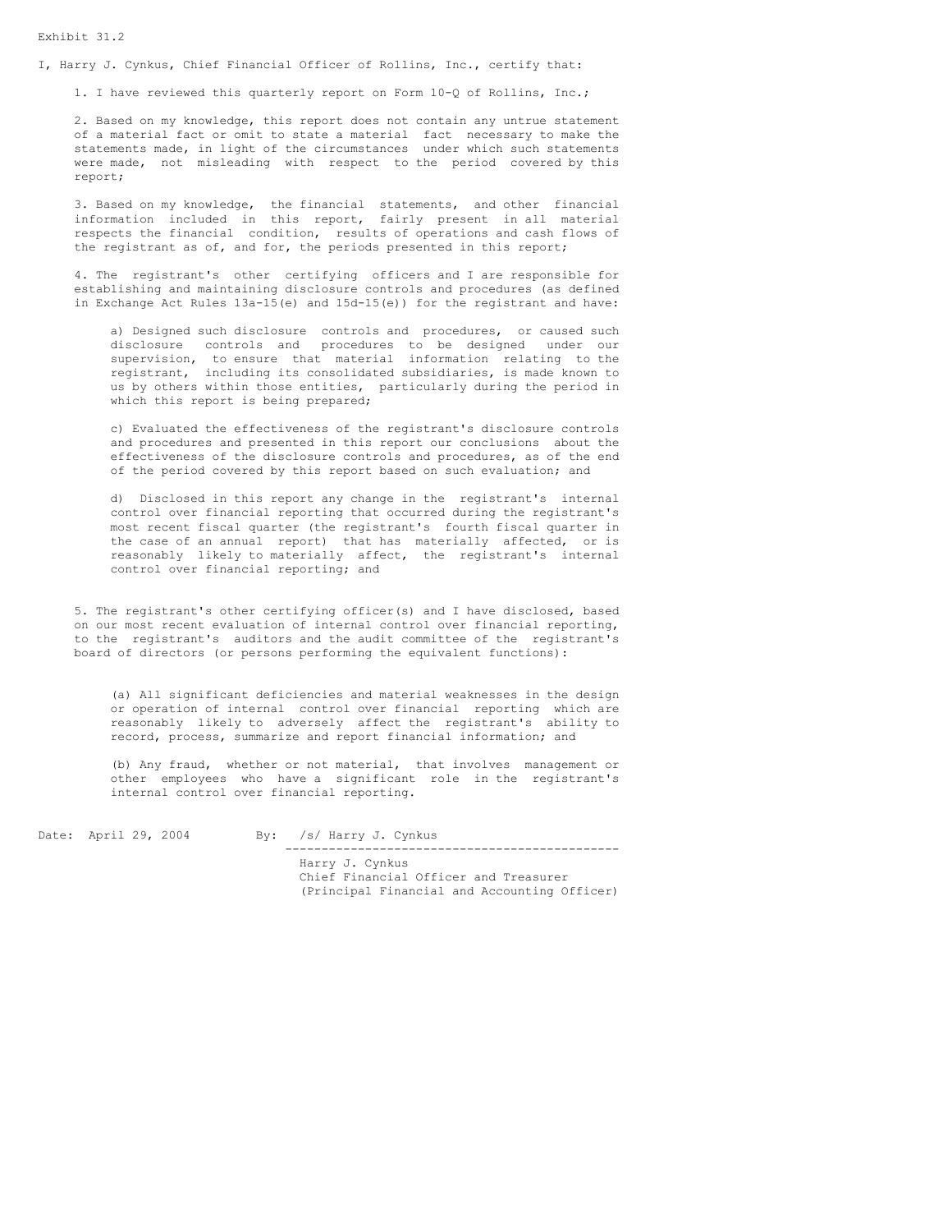Exhibit 31.2

I, Harry J. Cynkus, Chief Financial Officer of Rollins, Inc., certify that:

1. I have reviewed this quarterly report on Form 10-Q of Rollins, Inc.;

2. Based on my knowledge, this report does not contain any untrue statement of a material fact or omit to state a material fact necessary to make the statements made, in light of the circumstances under which such statements were made, not misleading with respect to the period covered by this report;

3. Based on my knowledge, the financial statements, and other financial information included in this report, fairly present in all material respects the financial condition, results of operations and cash flows of the registrant as of, and for, the periods presented in this report;

4. The registrant's other certifying officers and I are responsible for establishing and maintaining disclosure controls and procedures (as defined in Exchange Act Rules 13a-15(e) and 15d-15(e)) for the registrant and have:

a) Designed such disclosure controls and procedures, or caused such disclosure controls and procedures to be designed under our supervision, to ensure that material information relating to the registrant, including its consolidated subsidiaries, is made known to us by others within those entities, particularly during the period in which this report is being prepared;

c) Evaluated the effectiveness of the registrant's disclosure controls and procedures and presented in this report our conclusions about the effectiveness of the disclosure controls and procedures, as of the end of the period covered by this report based on such evaluation; and

d) Disclosed in this report any change in the registrant's internal control over financial reporting that occurred during the registrant's most recent fiscal quarter (the registrant's fourth fiscal quarter in the case of an annual report) that has materially affected, or is reasonably likely to materially affect, the registrant's internal control over financial reporting; and

5. The registrant's other certifying officer(s) and I have disclosed, based on our most recent evaluation of internal control over financial reporting, to the registrant's auditors and the audit committee of the registrant's board of directors (or persons performing the equivalent functions):

(a) All significant deficiencies and material weaknesses in the design or operation of internal control over financial reporting which are reasonably likely to adversely affect the registrant's ability to record, process, summarize and report financial information; and

(b) Any fraud, whether or not material, that involves management or other employees who have a significant role in the registrant's internal control over financial reporting.

Date: April 29, 2004

By: /s/ Harry J. Cynkus

Harry J. Cynkus
Chief Financial Officer and Treasurer
(Principal Financial and Accounting Officer)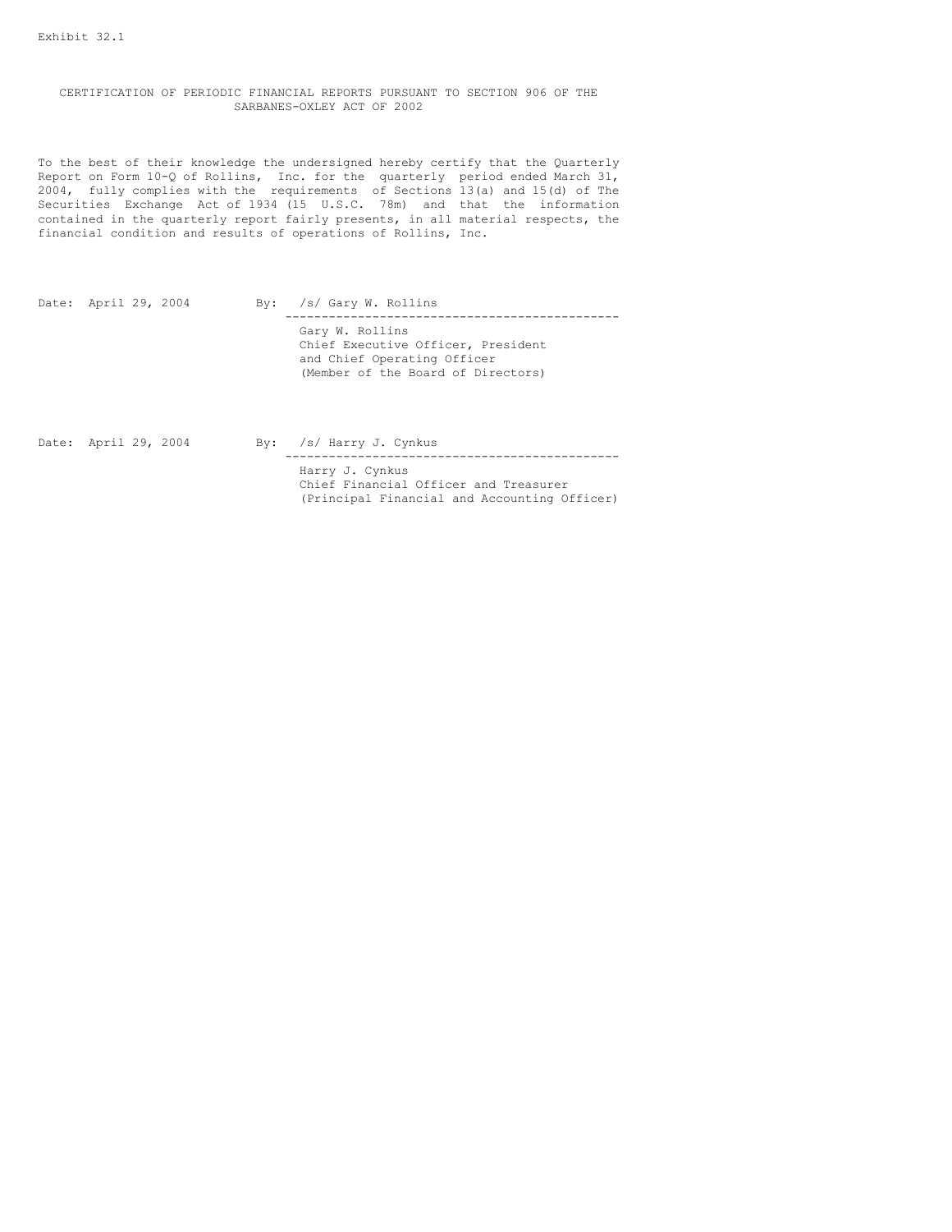Exhibit 32.1

CERTIFICATION OF PERIODIC FINANCIAL REPORTS PURSUANT TO SECTION 906 OF THE SARBANES-OXLEY ACT OF 2002

To the best of their knowledge the undersigned hereby certify that the Quarterly Report on Form 10-Q of Rollins, Inc. for the quarterly period ended March 31, 2004, fully complies with the requirements of Sections 13(a) and 15(d) of The Securities Exchange Act of 1934 (15 U.S.C. 78m) and that the information contained in the quarterly report fairly presents, in all material respects, the financial condition and results of operations of Rollins, Inc.

Date: April 29, 2004

By: /s/ Gary W. Rollins

Gary W. Rollins
Chief Executive Officer, President
and Chief Operating Officer
(Member of the Board of Directors)

Date: April 29, 2004

By: /s/ Harry J. Cynkus

Harry J. Cynkus
Chief Financial Officer and Treasurer
(Principal Financial and Accounting Officer)